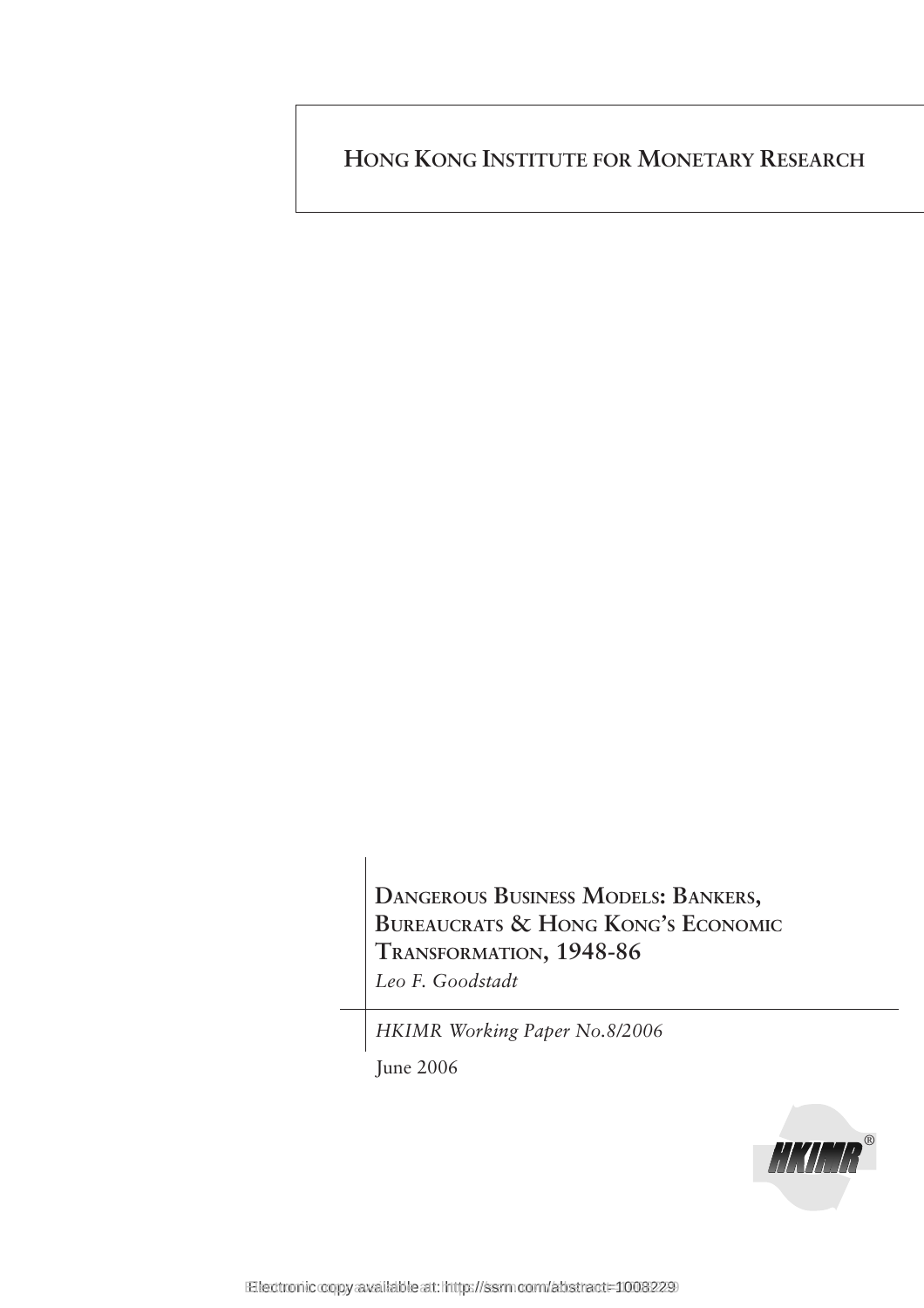# HONG KONG INSTITUTE FOR MONETARY RESEARCH

## DANGEROUS BUSINESS MODELS: BANKERS, BUREAUCRATS & HONG KONG'S ECONOMIC TRANSFORMATION, 1948-86

*Leo F. Goodstadt*

*HKIMR Working Paper No.8/2006*

June 2006

Electronic copy available at: http://ssrn.com/abstract=1003229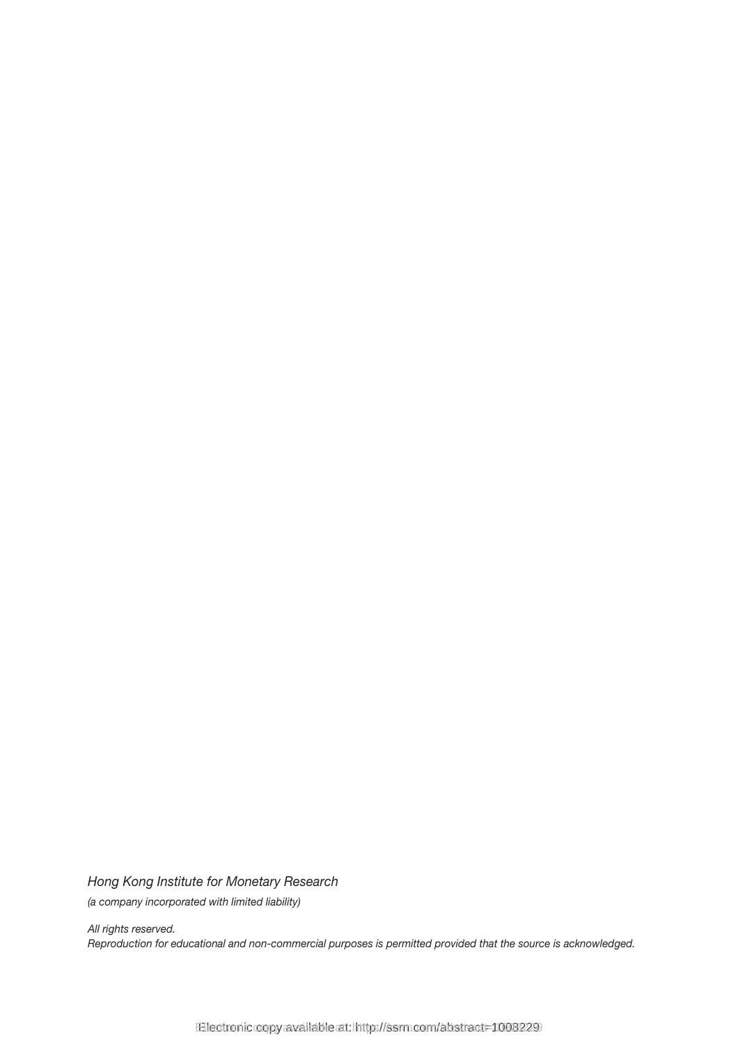*Hong Kong Institute for Monetary Research*

*(a company incorporated with limited liability)*

*All rights reserved.*
*Reproduction for educational and non-commercial purposes is permitted provided that the source is acknowledged.*

Electronic copy available at: http://ssrn.com/abstract=1008229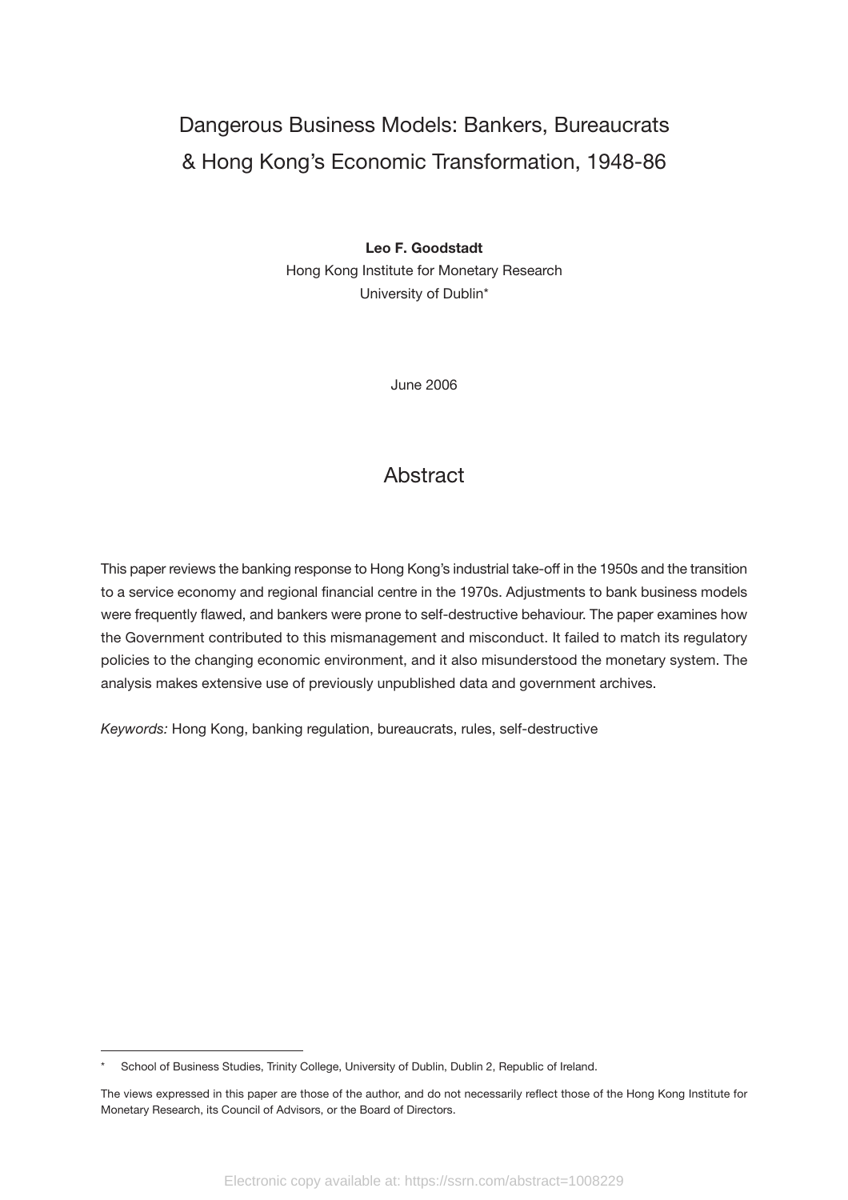# Dangerous Business Models: Bankers, Bureaucrats & Hong Kong's Economic Transformation, 1948-86

**Leo F. Goodstadt**

Hong Kong Institute for Monetary Research

University of Dublin*

June 2006

## Abstract

This paper reviews the banking response to Hong Kong's industrial take-off in the 1950s and the transition to a service economy and regional financial centre in the 1970s. Adjustments to bank business models were frequently flawed, and bankers were prone to self-destructive behaviour. The paper examines how the Government contributed to this mismanagement and misconduct. It failed to match its regulatory policies to the changing economic environment, and it also misunderstood the monetary system. The analysis makes extensive use of previously unpublished data and government archives.

*Keywords:* Hong Kong, banking regulation, bureaucrats, rules, self-destructive

---

\* School of Business Studies, Trinity College, University of Dublin, Dublin 2, Republic of Ireland.

The views expressed in this paper are those of the author, and do not necessarily reflect those of the Hong Kong Institute for Monetary Research, its Council of Advisors, or the Board of Directors.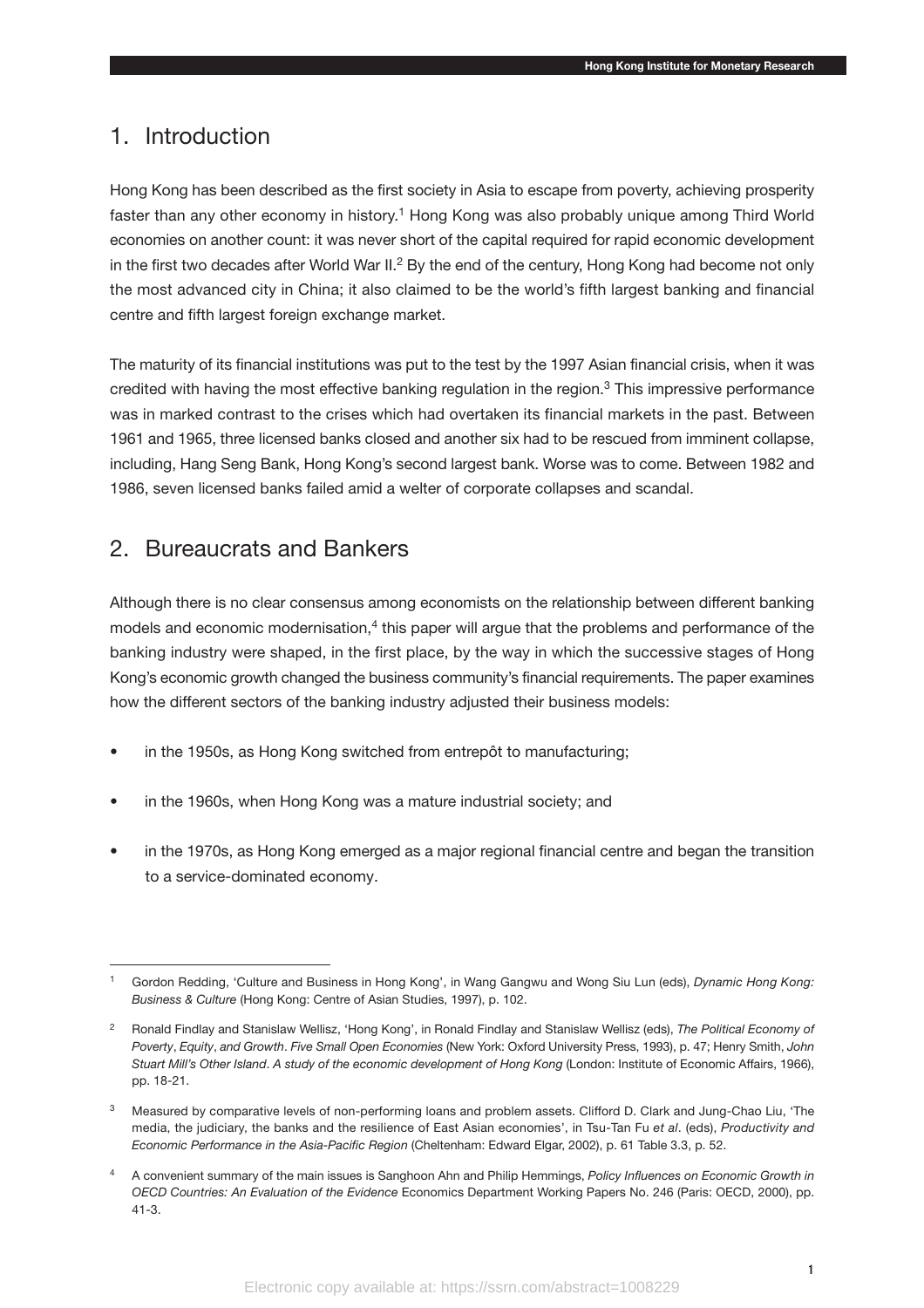## 1. Introduction

Hong Kong has been described as the first society in Asia to escape from poverty, achieving prosperity faster than any other economy in history.[1] Hong Kong was also probably unique among Third World economies on another count: it was never short of the capital required for rapid economic development in the first two decades after World War II.[2] By the end of the century, Hong Kong had become not only the most advanced city in China; it also claimed to be the world's fifth largest banking and financial centre and fifth largest foreign exchange market.

The maturity of its financial institutions was put to the test by the 1997 Asian financial crisis, when it was credited with having the most effective banking regulation in the region.[3] This impressive performance was in marked contrast to the crises which had overtaken its financial markets in the past. Between 1961 and 1965, three licensed banks closed and another six had to be rescued from imminent collapse, including, Hang Seng Bank, Hong Kong's second largest bank. Worse was to come. Between 1982 and 1986, seven licensed banks failed amid a welter of corporate collapses and scandal.

## 2. Bureaucrats and Bankers

Although there is no clear consensus among economists on the relationship between different banking models and economic modernisation,[4] this paper will argue that the problems and performance of the banking industry were shaped, in the first place, by the way in which the successive stages of Hong Kong's economic growth changed the business community's financial requirements. The paper examines how the different sectors of the banking industry adjusted their business models:

- in the 1950s, as Hong Kong switched from entrepôt to manufacturing;
- in the 1960s, when Hong Kong was a mature industrial society; and
- in the 1970s, as Hong Kong emerged as a major regional financial centre and began the transition to a service-dominated economy.

---

[1] Gordon Redding, 'Culture and Business in Hong Kong', in Wang Gangwu and Wong Siu Lun (eds), *Dynamic Hong Kong: Business & Culture* (Hong Kong: Centre of Asian Studies, 1997), p. 102.

[2] Ronald Findlay and Stanislaw Wellisz, 'Hong Kong', in Ronald Findlay and Stanislaw Wellisz (eds), *The Political Economy of Poverty*, *Equity*, *and Growth*. *Five Small Open Economies* (New York: Oxford University Press, 1993), p. 47; Henry Smith, *John Stuart Mill's Other Island*. *A study of the economic development of Hong Kong* (London: Institute of Economic Affairs, 1966), pp. 18-21.

[3] Measured by comparative levels of non-performing loans and problem assets. Clifford D. Clark and Jung-Chao Liu, 'The media, the judiciary, the banks and the resilience of East Asian economies', in Tsu-Tan Fu *et al*. (eds), *Productivity and Economic Performance in the Asia-Pacific Region* (Cheltenham: Edward Elgar, 2002), p. 61 Table 3.3, p. 52.

[4] A convenient summary of the main issues is Sanghoon Ahn and Philip Hemmings, *Policy Influences on Economic Growth in OECD Countries: An Evaluation of the Evidence* Economics Department Working Papers No. 246 (Paris: OECD, 2000), pp. 41-3.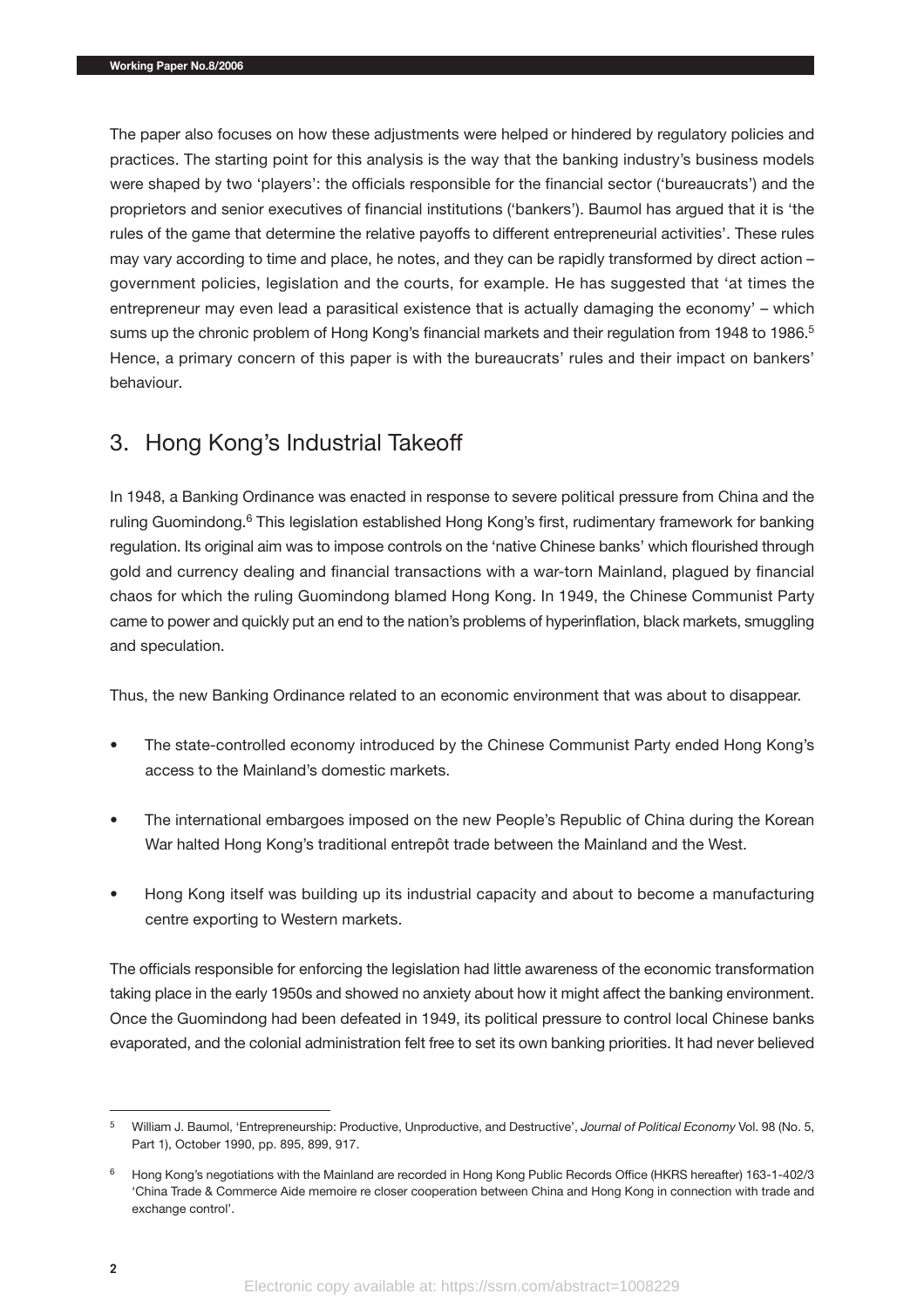The paper also focuses on how these adjustments were helped or hindered by regulatory policies and practices. The starting point for this analysis is the way that the banking industry's business models were shaped by two 'players': the officials responsible for the financial sector ('bureaucrats') and the proprietors and senior executives of financial institutions ('bankers'). Baumol has argued that it is 'the rules of the game that determine the relative payoffs to different entrepreneurial activities'. These rules may vary according to time and place, he notes, and they can be rapidly transformed by direct action – government policies, legislation and the courts, for example. He has suggested that 'at times the entrepreneur may even lead a parasitical existence that is actually damaging the economy' – which sums up the chronic problem of Hong Kong's financial markets and their regulation from 1948 to 1986.[5] Hence, a primary concern of this paper is with the bureaucrats' rules and their impact on bankers' behaviour.

## 3. Hong Kong's Industrial Takeoff

In 1948, a Banking Ordinance was enacted in response to severe political pressure from China and the ruling Guomindong.[6] This legislation established Hong Kong's first, rudimentary framework for banking regulation. Its original aim was to impose controls on the 'native Chinese banks' which flourished through gold and currency dealing and financial transactions with a war-torn Mainland, plagued by financial chaos for which the ruling Guomindong blamed Hong Kong. In 1949, the Chinese Communist Party came to power and quickly put an end to the nation's problems of hyperinflation, black markets, smuggling and speculation.

Thus, the new Banking Ordinance related to an economic environment that was about to disappear.

- The state-controlled economy introduced by the Chinese Communist Party ended Hong Kong's access to the Mainland's domestic markets.
- The international embargoes imposed on the new People's Republic of China during the Korean War halted Hong Kong's traditional entrepôt trade between the Mainland and the West.
- Hong Kong itself was building up its industrial capacity and about to become a manufacturing centre exporting to Western markets.

The officials responsible for enforcing the legislation had little awareness of the economic transformation taking place in the early 1950s and showed no anxiety about how it might affect the banking environment. Once the Guomindong had been defeated in 1949, its political pressure to control local Chinese banks evaporated, and the colonial administration felt free to set its own banking priorities. It had never believed

---

[5] William J. Baumol, 'Entrepreneurship: Productive, Unproductive, and Destructive', *Journal of Political Economy* Vol. 98 (No. 5, Part 1), October 1990, pp. 895, 899, 917.

[6] Hong Kong's negotiations with the Mainland are recorded in Hong Kong Public Records Office (HKRS hereafter) 163-1-402/3 'China Trade & Commerce Aide memoire re closer cooperation between China and Hong Kong in connection with trade and exchange control'.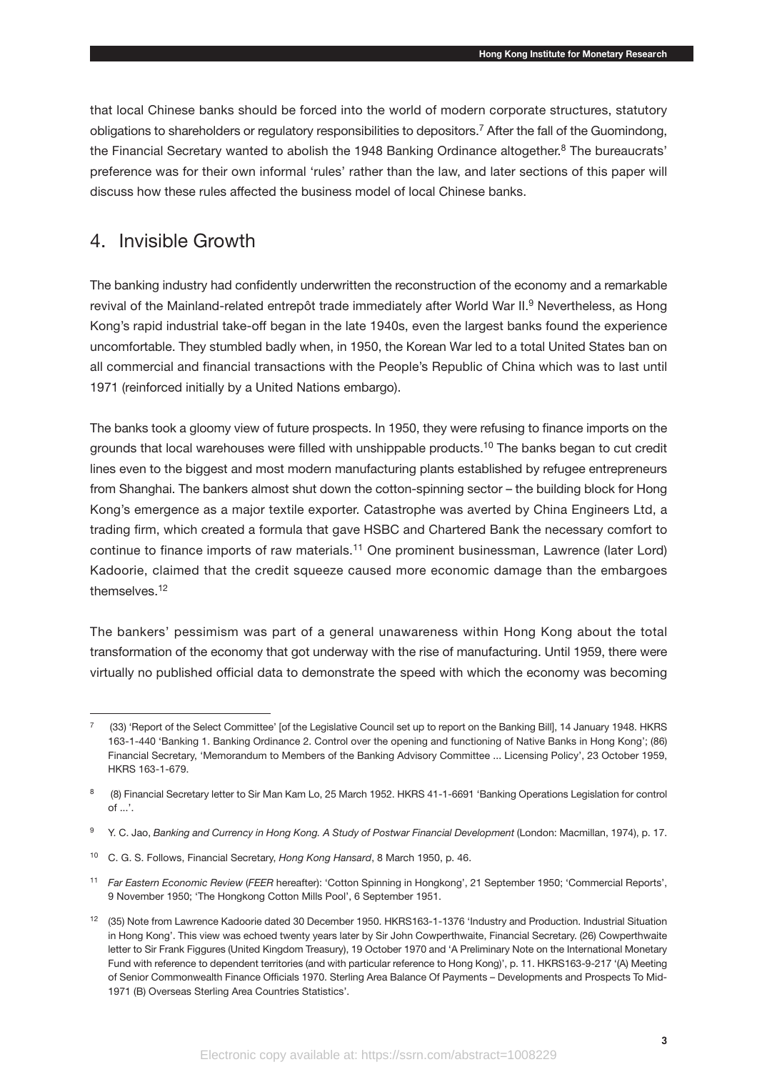that local Chinese banks should be forced into the world of modern corporate structures, statutory obligations to shareholders or regulatory responsibilities to depositors.[7] After the fall of the Guomindong, the Financial Secretary wanted to abolish the 1948 Banking Ordinance altogether.[8] The bureaucrats' preference was for their own informal 'rules' rather than the law, and later sections of this paper will discuss how these rules affected the business model of local Chinese banks.

## 4. Invisible Growth

The banking industry had confidently underwritten the reconstruction of the economy and a remarkable revival of the Mainland-related entrepôt trade immediately after World War II.[9] Nevertheless, as Hong Kong's rapid industrial take-off began in the late 1940s, even the largest banks found the experience uncomfortable. They stumbled badly when, in 1950, the Korean War led to a total United States ban on all commercial and financial transactions with the People's Republic of China which was to last until 1971 (reinforced initially by a United Nations embargo).

The banks took a gloomy view of future prospects. In 1950, they were refusing to finance imports on the grounds that local warehouses were filled with unshippable products.[10] The banks began to cut credit lines even to the biggest and most modern manufacturing plants established by refugee entrepreneurs from Shanghai. The bankers almost shut down the cotton-spinning sector – the building block for Hong Kong's emergence as a major textile exporter. Catastrophe was averted by China Engineers Ltd, a trading firm, which created a formula that gave HSBC and Chartered Bank the necessary comfort to continue to finance imports of raw materials.[11] One prominent businessman, Lawrence (later Lord) Kadoorie, claimed that the credit squeeze caused more economic damage than the embargoes themselves.[12]

The bankers' pessimism was part of a general unawareness within Hong Kong about the total transformation of the economy that got underway with the rise of manufacturing. Until 1959, there were virtually no published official data to demonstrate the speed with which the economy was becoming

---

[7] (33) 'Report of the Select Committee' [of the Legislative Council set up to report on the Banking Bill], 14 January 1948. HKRS 163-1-440 'Banking 1. Banking Ordinance 2. Control over the opening and functioning of Native Banks in Hong Kong'; (86) Financial Secretary, 'Memorandum to Members of the Banking Advisory Committee ... Licensing Policy', 23 October 1959, HKRS 163-1-679.

[8] (8) Financial Secretary letter to Sir Man Kam Lo, 25 March 1952. HKRS 41-1-6691 'Banking Operations Legislation for control of ...'.

[9] Y. C. Jao, *Banking and Currency in Hong Kong. A Study of Postwar Financial Development* (London: Macmillan, 1974), p. 17.

[10] C. G. S. Follows, Financial Secretary, *Hong Kong Hansard*, 8 March 1950, p. 46.

[11] *Far Eastern Economic Review* (*FEER* hereafter): 'Cotton Spinning in Hongkong', 21 September 1950; 'Commercial Reports', 9 November 1950; 'The Hongkong Cotton Mills Pool', 6 September 1951.

[12] (35) Note from Lawrence Kadoorie dated 30 December 1950. HKRS163-1-1376 'Industry and Production. Industrial Situation in Hong Kong'. This view was echoed twenty years later by Sir John Cowperthwaite, Financial Secretary. (26) Cowperthwaite letter to Sir Frank Figgures (United Kingdom Treasury), 19 October 1970 and 'A Preliminary Note on the International Monetary Fund with reference to dependent territories (and with particular reference to Hong Kong)', p. 11. HKRS163-9-217 '(A) Meeting of Senior Commonwealth Finance Officials 1970. Sterling Area Balance Of Payments – Developments and Prospects To Mid-1971 (B) Overseas Sterling Area Countries Statistics'.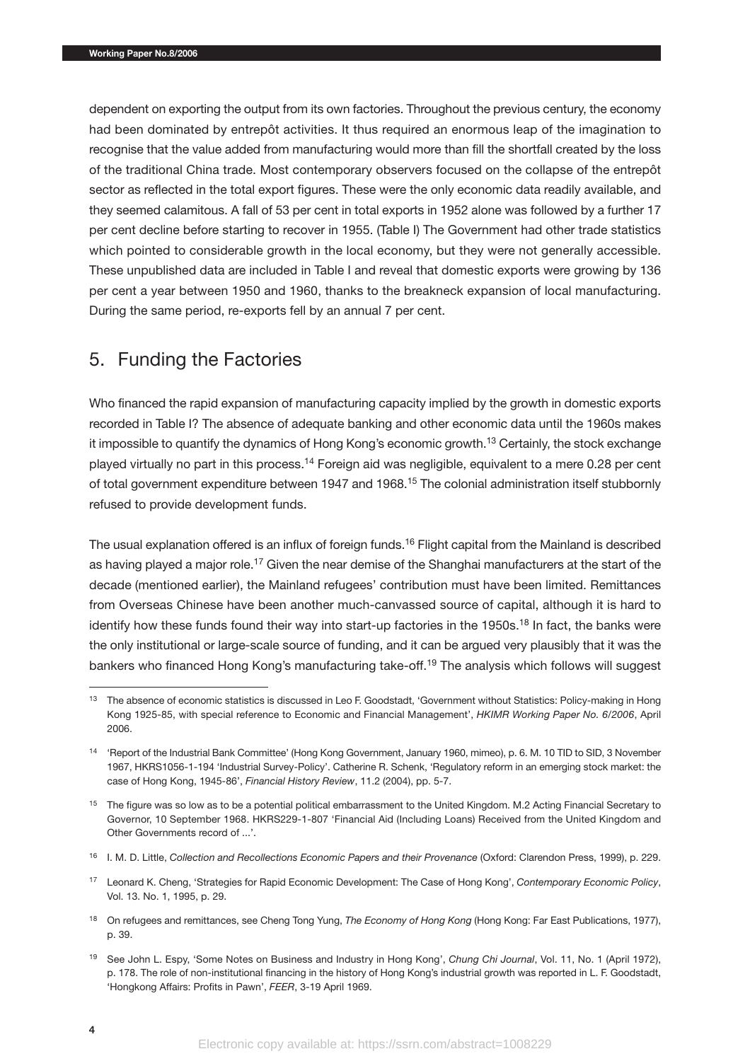dependent on exporting the output from its own factories. Throughout the previous century, the economy had been dominated by entrepôt activities. It thus required an enormous leap of the imagination to recognise that the value added from manufacturing would more than fill the shortfall created by the loss of the traditional China trade. Most contemporary observers focused on the collapse of the entrepôt sector as reflected in the total export figures. These were the only economic data readily available, and they seemed calamitous. A fall of 53 per cent in total exports in 1952 alone was followed by a further 17 per cent decline before starting to recover in 1955. (Table I) The Government had other trade statistics which pointed to considerable growth in the local economy, but they were not generally accessible. These unpublished data are included in Table I and reveal that domestic exports were growing by 136 per cent a year between 1950 and 1960, thanks to the breakneck expansion of local manufacturing. During the same period, re-exports fell by an annual 7 per cent.

## 5. Funding the Factories

Who financed the rapid expansion of manufacturing capacity implied by the growth in domestic exports recorded in Table I? The absence of adequate banking and other economic data until the 1960s makes it impossible to quantify the dynamics of Hong Kong's economic growth.[13] Certainly, the stock exchange played virtually no part in this process.[14] Foreign aid was negligible, equivalent to a mere 0.28 per cent of total government expenditure between 1947 and 1968.[15] The colonial administration itself stubbornly refused to provide development funds.

The usual explanation offered is an influx of foreign funds.[16] Flight capital from the Mainland is described as having played a major role.[17] Given the near demise of the Shanghai manufacturers at the start of the decade (mentioned earlier), the Mainland refugees' contribution must have been limited. Remittances from Overseas Chinese have been another much-canvassed source of capital, although it is hard to identify how these funds found their way into start-up factories in the 1950s.[18] In fact, the banks were the only institutional or large-scale source of funding, and it can be argued very plausibly that it was the bankers who financed Hong Kong's manufacturing take-off.[19] The analysis which follows will suggest

---

[13] The absence of economic statistics is discussed in Leo F. Goodstadt, 'Government without Statistics: Policy-making in Hong Kong 1925-85, with special reference to Economic and Financial Management', *HKIMR Working Paper No. 6/2006*, April 2006.

[14] 'Report of the Industrial Bank Committee' (Hong Kong Government, January 1960, mimeo), p. 6. M. 10 TID to SID, 3 November 1967, HKRS1056-1-194 'Industrial Survey-Policy'. Catherine R. Schenk, 'Regulatory reform in an emerging stock market: the case of Hong Kong, 1945-86', *Financial History Review*, 11.2 (2004), pp. 5-7.

[15] The figure was so low as to be a potential political embarrassment to the United Kingdom. M.2 Acting Financial Secretary to Governor, 10 September 1968. HKRS229-1-807 'Financial Aid (Including Loans) Received from the United Kingdom and Other Governments record of ...'.

[16] I. M. D. Little, *Collection and Recollections Economic Papers and their Provenance* (Oxford: Clarendon Press, 1999), p. 229.

[17] Leonard K. Cheng, 'Strategies for Rapid Economic Development: The Case of Hong Kong', *Contemporary Economic Policy*, Vol. 13. No. 1, 1995, p. 29.

[18] On refugees and remittances, see Cheng Tong Yung, *The Economy of Hong Kong* (Hong Kong: Far East Publications, 1977), p. 39.

[19] See John L. Espy, 'Some Notes on Business and Industry in Hong Kong', *Chung Chi Journal*, Vol. 11, No. 1 (April 1972), p. 178. The role of non-institutional financing in the history of Hong Kong's industrial growth was reported in L. F. Goodstadt, 'Hongkong Affairs: Profits in Pawn', *FEER*, 3-19 April 1969.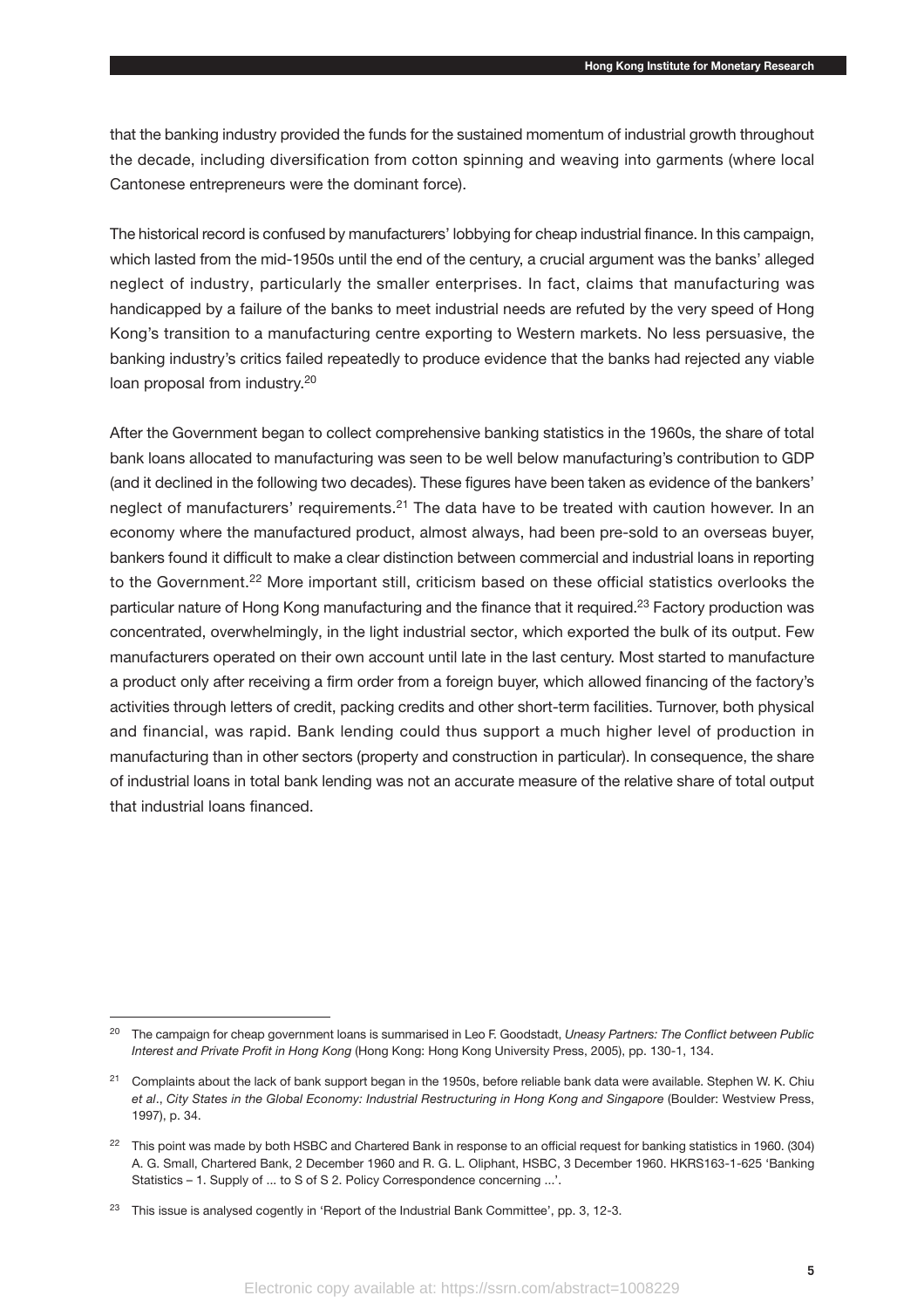that the banking industry provided the funds for the sustained momentum of industrial growth throughout the decade, including diversification from cotton spinning and weaving into garments (where local Cantonese entrepreneurs were the dominant force).

The historical record is confused by manufacturers' lobbying for cheap industrial finance. In this campaign, which lasted from the mid-1950s until the end of the century, a crucial argument was the banks' alleged neglect of industry, particularly the smaller enterprises. In fact, claims that manufacturing was handicapped by a failure of the banks to meet industrial needs are refuted by the very speed of Hong Kong's transition to a manufacturing centre exporting to Western markets. No less persuasive, the banking industry's critics failed repeatedly to produce evidence that the banks had rejected any viable loan proposal from industry.[20]

After the Government began to collect comprehensive banking statistics in the 1960s, the share of total bank loans allocated to manufacturing was seen to be well below manufacturing's contribution to GDP (and it declined in the following two decades). These figures have been taken as evidence of the bankers' neglect of manufacturers' requirements.[21] The data have to be treated with caution however. In an economy where the manufactured product, almost always, had been pre-sold to an overseas buyer, bankers found it difficult to make a clear distinction between commercial and industrial loans in reporting to the Government.[22] More important still, criticism based on these official statistics overlooks the particular nature of Hong Kong manufacturing and the finance that it required.[23] Factory production was concentrated, overwhelmingly, in the light industrial sector, which exported the bulk of its output. Few manufacturers operated on their own account until late in the last century. Most started to manufacture a product only after receiving a firm order from a foreign buyer, which allowed financing of the factory's activities through letters of credit, packing credits and other short-term facilities. Turnover, both physical and financial, was rapid. Bank lending could thus support a much higher level of production in manufacturing than in other sectors (property and construction in particular). In consequence, the share of industrial loans in total bank lending was not an accurate measure of the relative share of total output that industrial loans financed.

---

[20] The campaign for cheap government loans is summarised in Leo F. Goodstadt, *Uneasy Partners: The Conflict between Public Interest and Private Profit in Hong Kong* (Hong Kong: Hong Kong University Press, 2005), pp. 130-1, 134.

[21] Complaints about the lack of bank support began in the 1950s, before reliable bank data were available. Stephen W. K. Chiu *et al*., *City States in the Global Economy: Industrial Restructuring in Hong Kong and Singapore* (Boulder: Westview Press, 1997), p. 34.

[22] This point was made by both HSBC and Chartered Bank in response to an official request for banking statistics in 1960. (304) A. G. Small, Chartered Bank, 2 December 1960 and R. G. L. Oliphant, HSBC, 3 December 1960. HKRS163-1-625 'Banking Statistics – 1. Supply of ... to S of S 2. Policy Correspondence concerning ...'.

[23] This issue is analysed cogently in 'Report of the Industrial Bank Committee', pp. 3, 12-3.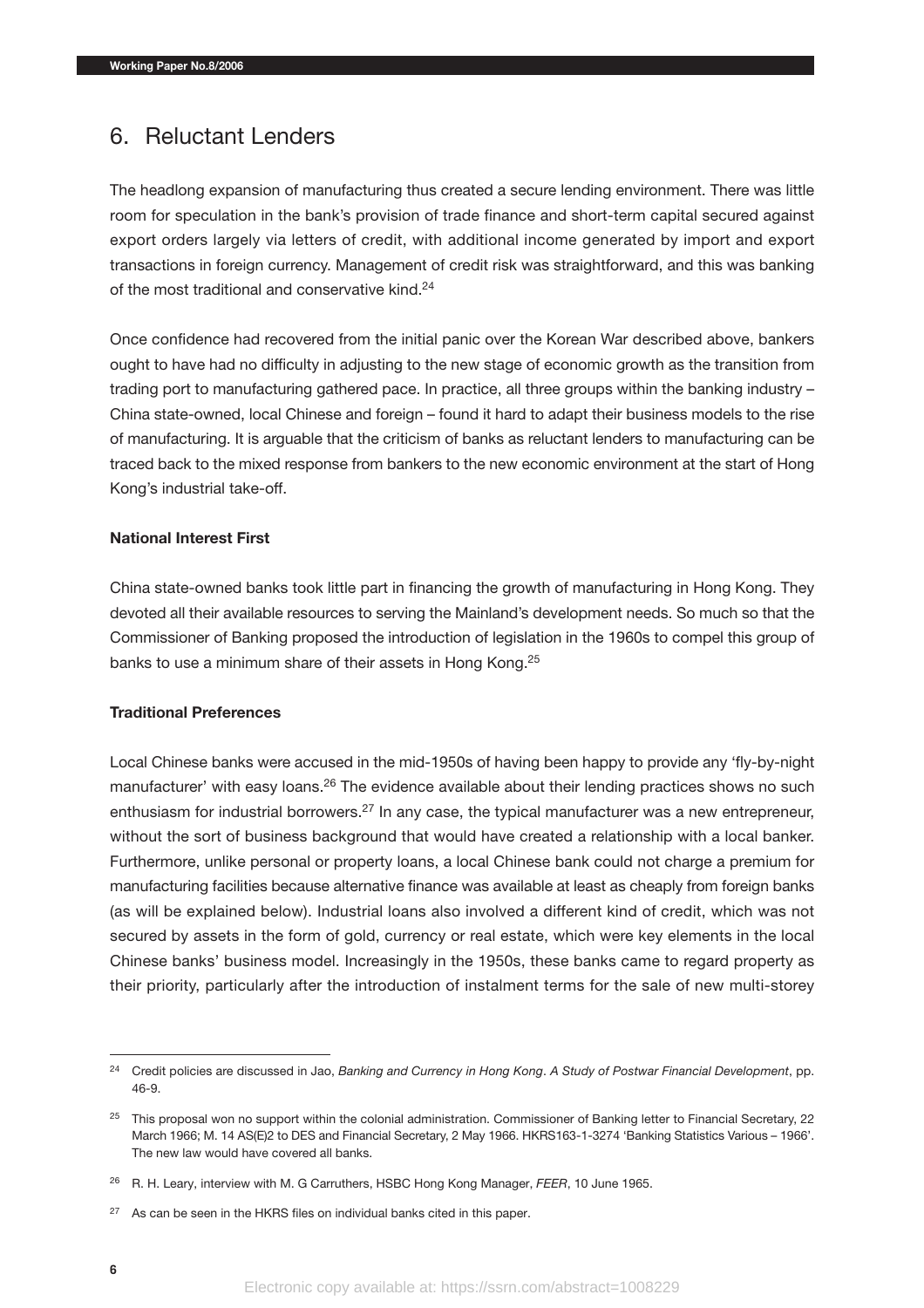## 6. Reluctant Lenders

The headlong expansion of manufacturing thus created a secure lending environment. There was little room for speculation in the bank's provision of trade finance and short-term capital secured against export orders largely via letters of credit, with additional income generated by import and export transactions in foreign currency. Management of credit risk was straightforward, and this was banking of the most traditional and conservative kind.[24]

Once confidence had recovered from the initial panic over the Korean War described above, bankers ought to have had no difficulty in adjusting to the new stage of economic growth as the transition from trading port to manufacturing gathered pace. In practice, all three groups within the banking industry – China state-owned, local Chinese and foreign – found it hard to adapt their business models to the rise of manufacturing. It is arguable that the criticism of banks as reluctant lenders to manufacturing can be traced back to the mixed response from bankers to the new economic environment at the start of Hong Kong's industrial take-off.

**National Interest First**

China state-owned banks took little part in financing the growth of manufacturing in Hong Kong. They devoted all their available resources to serving the Mainland's development needs. So much so that the Commissioner of Banking proposed the introduction of legislation in the 1960s to compel this group of banks to use a minimum share of their assets in Hong Kong.[25]

**Traditional Preferences**

Local Chinese banks were accused in the mid-1950s of having been happy to provide any 'fly-by-night manufacturer' with easy loans.[26] The evidence available about their lending practices shows no such enthusiasm for industrial borrowers.[27] In any case, the typical manufacturer was a new entrepreneur, without the sort of business background that would have created a relationship with a local banker. Furthermore, unlike personal or property loans, a local Chinese bank could not charge a premium for manufacturing facilities because alternative finance was available at least as cheaply from foreign banks (as will be explained below). Industrial loans also involved a different kind of credit, which was not secured by assets in the form of gold, currency or real estate, which were key elements in the local Chinese banks' business model. Increasingly in the 1950s, these banks came to regard property as their priority, particularly after the introduction of instalment terms for the sale of new multi-storey

---

[24] Credit policies are discussed in Jao, *Banking and Currency in Hong Kong. A Study of Postwar Financial Development*, pp. 46-9.

[25] This proposal won no support within the colonial administration. Commissioner of Banking letter to Financial Secretary, 22 March 1966; M. 14 AS(E)2 to DES and Financial Secretary, 2 May 1966. HKRS163-1-3274 'Banking Statistics Various – 1966'. The new law would have covered all banks.

[26] R. H. Leary, interview with M. G Carruthers, HSBC Hong Kong Manager, *FEER*, 10 June 1965.

[27] As can be seen in the HKRS files on individual banks cited in this paper.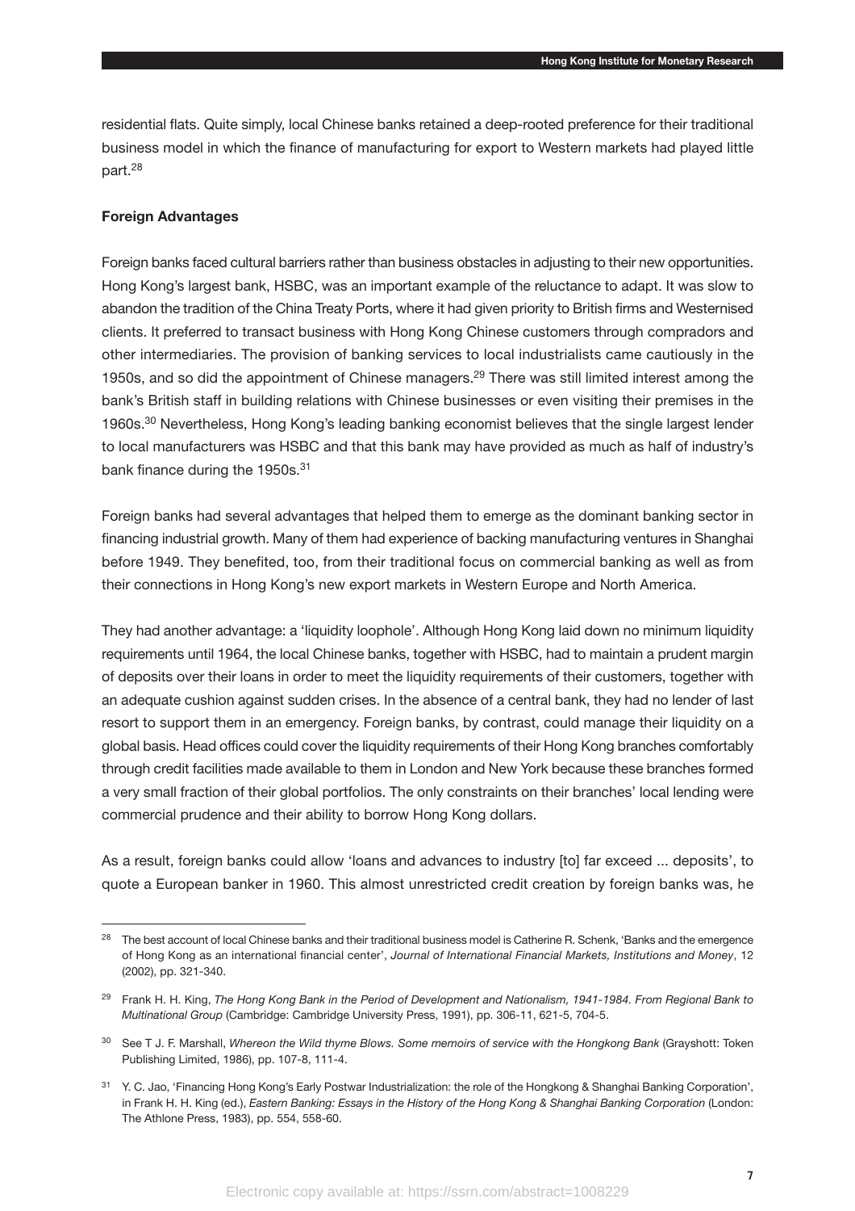residential flats. Quite simply, local Chinese banks retained a deep-rooted preference for their traditional business model in which the finance of manufacturing for export to Western markets had played little part.[28]

**Foreign Advantages**

Foreign banks faced cultural barriers rather than business obstacles in adjusting to their new opportunities. Hong Kong's largest bank, HSBC, was an important example of the reluctance to adapt. It was slow to abandon the tradition of the China Treaty Ports, where it had given priority to British firms and Westernised clients. It preferred to transact business with Hong Kong Chinese customers through compradors and other intermediaries. The provision of banking services to local industrialists came cautiously in the 1950s, and so did the appointment of Chinese managers.[29] There was still limited interest among the bank's British staff in building relations with Chinese businesses or even visiting their premises in the 1960s.[30] Nevertheless, Hong Kong's leading banking economist believes that the single largest lender to local manufacturers was HSBC and that this bank may have provided as much as half of industry's bank finance during the 1950s.[31]

Foreign banks had several advantages that helped them to emerge as the dominant banking sector in financing industrial growth. Many of them had experience of backing manufacturing ventures in Shanghai before 1949. They benefited, too, from their traditional focus on commercial banking as well as from their connections in Hong Kong's new export markets in Western Europe and North America.

They had another advantage: a 'liquidity loophole'. Although Hong Kong laid down no minimum liquidity requirements until 1964, the local Chinese banks, together with HSBC, had to maintain a prudent margin of deposits over their loans in order to meet the liquidity requirements of their customers, together with an adequate cushion against sudden crises. In the absence of a central bank, they had no lender of last resort to support them in an emergency. Foreign banks, by contrast, could manage their liquidity on a global basis. Head offices could cover the liquidity requirements of their Hong Kong branches comfortably through credit facilities made available to them in London and New York because these branches formed a very small fraction of their global portfolios. The only constraints on their branches' local lending were commercial prudence and their ability to borrow Hong Kong dollars.

As a result, foreign banks could allow 'loans and advances to industry [to] far exceed ... deposits', to quote a European banker in 1960. This almost unrestricted credit creation by foreign banks was, he

---

[28] The best account of local Chinese banks and their traditional business model is Catherine R. Schenk, 'Banks and the emergence of Hong Kong as an international financial center', *Journal of International Financial Markets, Institutions and Money*, 12 (2002), pp. 321-340.

[29] Frank H. H. King, *The Hong Kong Bank in the Period of Development and Nationalism, 1941-1984. From Regional Bank to Multinational Group* (Cambridge: Cambridge University Press, 1991), pp. 306-11, 621-5, 704-5.

[30] See T J. F. Marshall, *Whereon the Wild thyme Blows. Some memoirs of service with the Hongkong Bank* (Grayshott: Token Publishing Limited, 1986), pp. 107-8, 111-4.

[31] Y. C. Jao, 'Financing Hong Kong's Early Postwar Industrialization: the role of the Hongkong & Shanghai Banking Corporation', in Frank H. H. King (ed.), *Eastern Banking: Essays in the History of the Hong Kong & Shanghai Banking Corporation* (London: The Athlone Press, 1983), pp. 554, 558-60.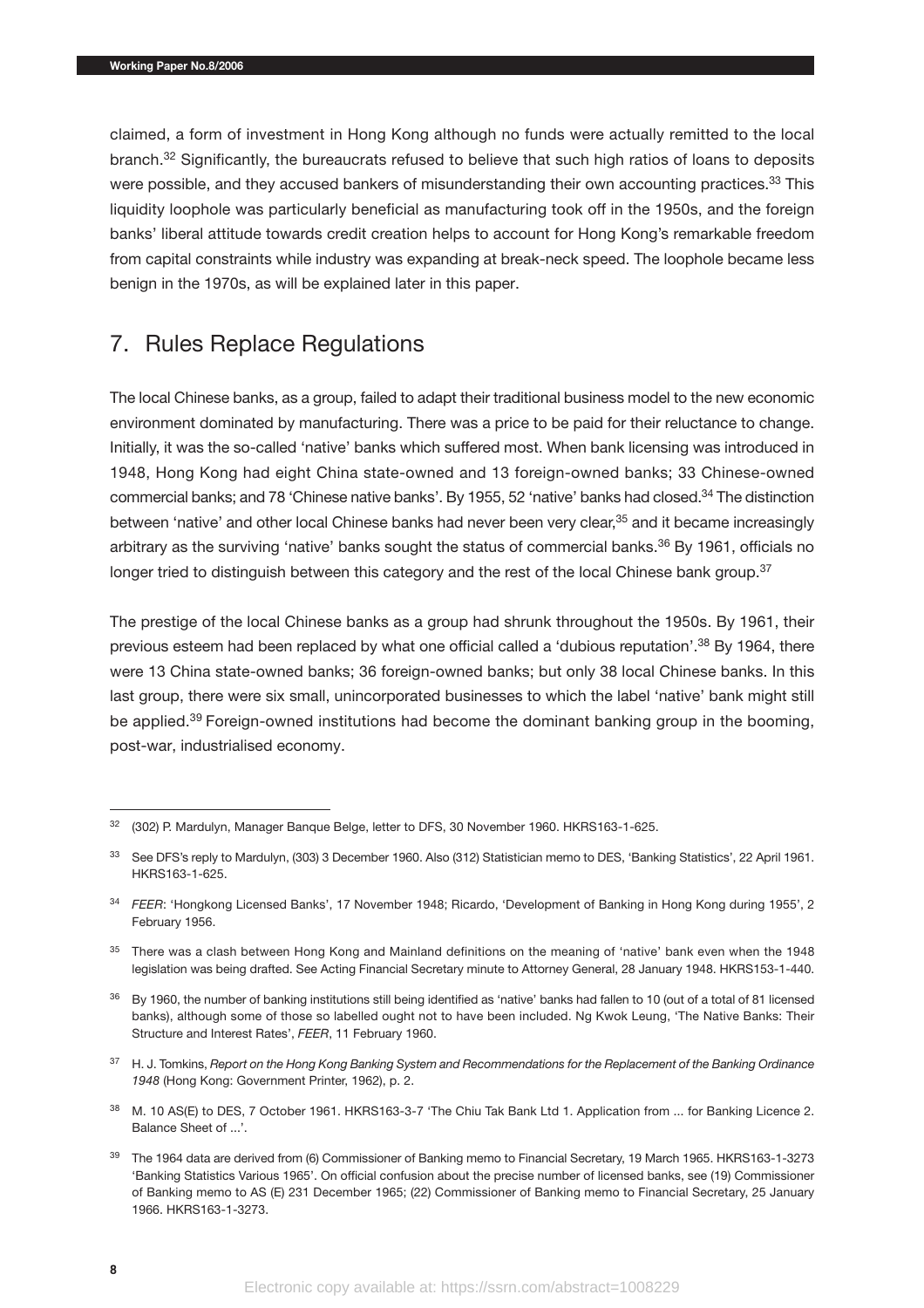claimed, a form of investment in Hong Kong although no funds were actually remitted to the local branch.[32] Significantly, the bureaucrats refused to believe that such high ratios of loans to deposits were possible, and they accused bankers of misunderstanding their own accounting practices.[33] This liquidity loophole was particularly beneficial as manufacturing took off in the 1950s, and the foreign banks' liberal attitude towards credit creation helps to account for Hong Kong's remarkable freedom from capital constraints while industry was expanding at break-neck speed. The loophole became less benign in the 1970s, as will be explained later in this paper.

## 7. Rules Replace Regulations

The local Chinese banks, as a group, failed to adapt their traditional business model to the new economic environment dominated by manufacturing. There was a price to be paid for their reluctance to change. Initially, it was the so-called 'native' banks which suffered most. When bank licensing was introduced in 1948, Hong Kong had eight China state-owned and 13 foreign-owned banks; 33 Chinese-owned commercial banks; and 78 'Chinese native banks'. By 1955, 52 'native' banks had closed.[34] The distinction between 'native' and other local Chinese banks had never been very clear,[35] and it became increasingly arbitrary as the surviving 'native' banks sought the status of commercial banks.[36] By 1961, officials no longer tried to distinguish between this category and the rest of the local Chinese bank group.[37]

The prestige of the local Chinese banks as a group had shrunk throughout the 1950s. By 1961, their previous esteem had been replaced by what one official called a 'dubious reputation'.[38] By 1964, there were 13 China state-owned banks; 36 foreign-owned banks; but only 38 local Chinese banks. In this last group, there were six small, unincorporated businesses to which the label 'native' bank might still be applied.[39] Foreign-owned institutions had become the dominant banking group in the booming, post-war, industrialised economy.

---

[32] (302) P. Mardulyn, Manager Banque Belge, letter to DFS, 30 November 1960. HKRS163-1-625.

[33] See DFS's reply to Mardulyn, (303) 3 December 1960. Also (312) Statistician memo to DES, 'Banking Statistics', 22 April 1961. HKRS163-1-625.

[34] *FEER*: 'Hongkong Licensed Banks', 17 November 1948; Ricardo, 'Development of Banking in Hong Kong during 1955', 2 February 1956.

[35] There was a clash between Hong Kong and Mainland definitions on the meaning of 'native' bank even when the 1948 legislation was being drafted. See Acting Financial Secretary minute to Attorney General, 28 January 1948. HKRS153-1-440.

[36] By 1960, the number of banking institutions still being identified as 'native' banks had fallen to 10 (out of a total of 81 licensed banks), although some of those so labelled ought not to have been included. Ng Kwok Leung, 'The Native Banks: Their Structure and Interest Rates', *FEER*, 11 February 1960.

[37] H. J. Tomkins, *Report on the Hong Kong Banking System and Recommendations for the Replacement of the Banking Ordinance 1948* (Hong Kong: Government Printer, 1962), p. 2.

[38] M. 10 AS(E) to DES, 7 October 1961. HKRS163-3-7 'The Chiu Tak Bank Ltd 1. Application from ... for Banking Licence 2. Balance Sheet of ...'.

[39] The 1964 data are derived from (6) Commissioner of Banking memo to Financial Secretary, 19 March 1965. HKRS163-1-3273 'Banking Statistics Various 1965'. On official confusion about the precise number of licensed banks, see (19) Commissioner of Banking memo to AS (E) 231 December 1965; (22) Commissioner of Banking memo to Financial Secretary, 25 January 1966. HKRS163-1-3273.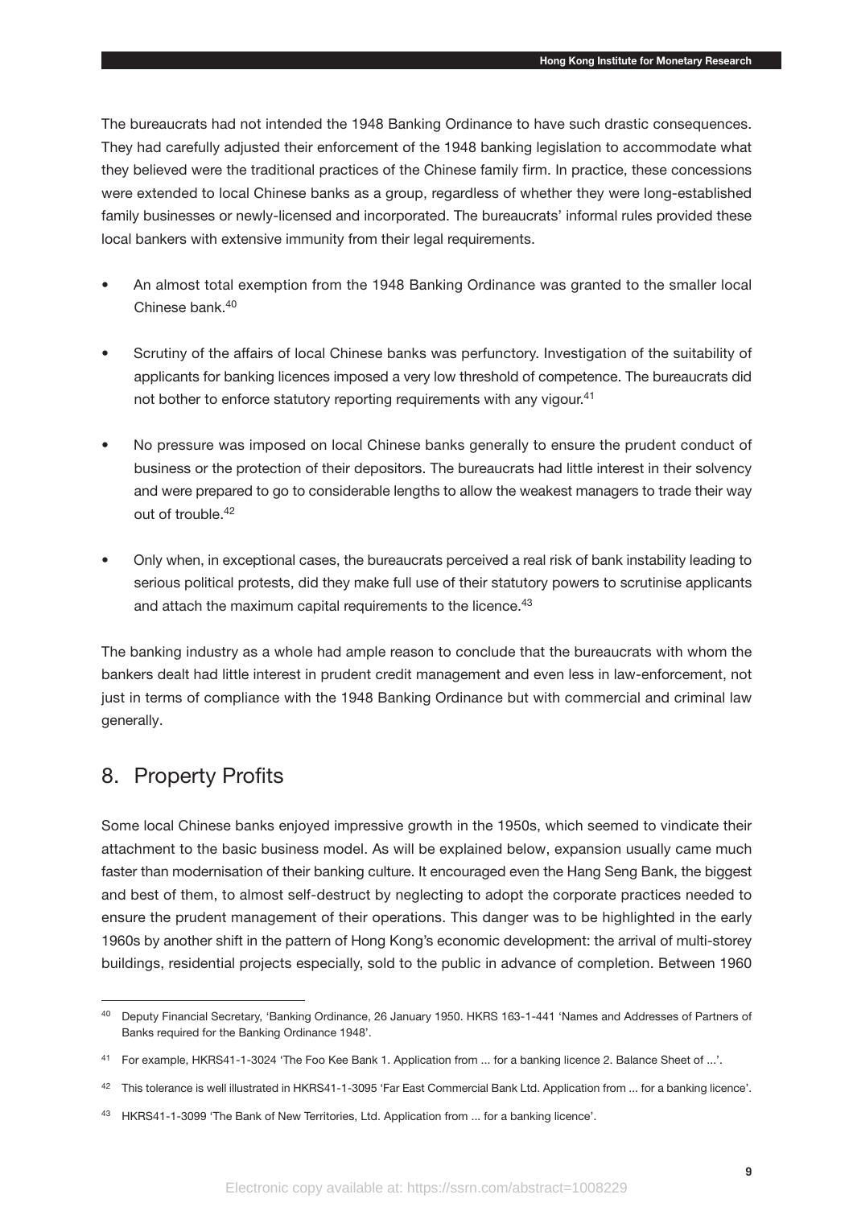The bureaucrats had not intended the 1948 Banking Ordinance to have such drastic consequences. They had carefully adjusted their enforcement of the 1948 banking legislation to accommodate what they believed were the traditional practices of the Chinese family firm. In practice, these concessions were extended to local Chinese banks as a group, regardless of whether they were long-established family businesses or newly-licensed and incorporated. The bureaucrats' informal rules provided these local bankers with extensive immunity from their legal requirements.

- An almost total exemption from the 1948 Banking Ordinance was granted to the smaller local Chinese bank.[40]
- Scrutiny of the affairs of local Chinese banks was perfunctory. Investigation of the suitability of applicants for banking licences imposed a very low threshold of competence. The bureaucrats did not bother to enforce statutory reporting requirements with any vigour.[41]
- No pressure was imposed on local Chinese banks generally to ensure the prudent conduct of business or the protection of their depositors. The bureaucrats had little interest in their solvency and were prepared to go to considerable lengths to allow the weakest managers to trade their way out of trouble.[42]
- Only when, in exceptional cases, the bureaucrats perceived a real risk of bank instability leading to serious political protests, did they make full use of their statutory powers to scrutinise applicants and attach the maximum capital requirements to the licence.[43]

The banking industry as a whole had ample reason to conclude that the bureaucrats with whom the bankers dealt had little interest in prudent credit management and even less in law-enforcement, not just in terms of compliance with the 1948 Banking Ordinance but with commercial and criminal law generally.

## 8. Property Profits

Some local Chinese banks enjoyed impressive growth in the 1950s, which seemed to vindicate their attachment to the basic business model. As will be explained below, expansion usually came much faster than modernisation of their banking culture. It encouraged even the Hang Seng Bank, the biggest and best of them, to almost self-destruct by neglecting to adopt the corporate practices needed to ensure the prudent management of their operations. This danger was to be highlighted in the early 1960s by another shift in the pattern of Hong Kong's economic development: the arrival of multi-storey buildings, residential projects especially, sold to the public in advance of completion. Between 1960

---

[40] Deputy Financial Secretary, 'Banking Ordinance, 26 January 1950. HKRS 163-1-441 'Names and Addresses of Partners of Banks required for the Banking Ordinance 1948'.

[41] For example, HKRS41-1-3024 'The Foo Kee Bank 1. Application from ... for a banking licence 2. Balance Sheet of ...'.

[42] This tolerance is well illustrated in HKRS41-1-3095 'Far East Commercial Bank Ltd. Application from ... for a banking licence'.

[43] HKRS41-1-3099 'The Bank of New Territories, Ltd. Application from ... for a banking licence'.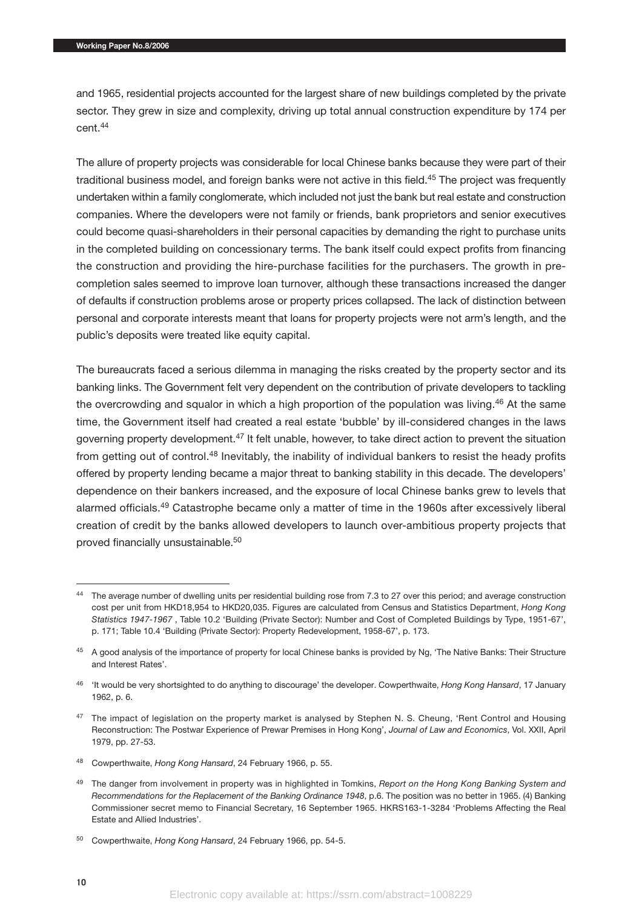and 1965, residential projects accounted for the largest share of new buildings completed by the private sector. They grew in size and complexity, driving up total annual construction expenditure by 174 per cent.[44]

The allure of property projects was considerable for local Chinese banks because they were part of their traditional business model, and foreign banks were not active in this field.[45] The project was frequently undertaken within a family conglomerate, which included not just the bank but real estate and construction companies. Where the developers were not family or friends, bank proprietors and senior executives could become quasi-shareholders in their personal capacities by demanding the right to purchase units in the completed building on concessionary terms. The bank itself could expect profits from financing the construction and providing the hire-purchase facilities for the purchasers. The growth in pre-completion sales seemed to improve loan turnover, although these transactions increased the danger of defaults if construction problems arose or property prices collapsed. The lack of distinction between personal and corporate interests meant that loans for property projects were not arm's length, and the public's deposits were treated like equity capital.

The bureaucrats faced a serious dilemma in managing the risks created by the property sector and its banking links. The Government felt very dependent on the contribution of private developers to tackling the overcrowding and squalor in which a high proportion of the population was living.[46] At the same time, the Government itself had created a real estate 'bubble' by ill-considered changes in the laws governing property development.[47] It felt unable, however, to take direct action to prevent the situation from getting out of control.[48] Inevitably, the inability of individual bankers to resist the heady profits offered by property lending became a major threat to banking stability in this decade. The developers' dependence on their bankers increased, and the exposure of local Chinese banks grew to levels that alarmed officials.[49] Catastrophe became only a matter of time in the 1960s after excessively liberal creation of credit by the banks allowed developers to launch over-ambitious property projects that proved financially unsustainable.[50]

---

[44] The average number of dwelling units per residential building rose from 7.3 to 27 over this period; and average construction cost per unit from HKD18,954 to HKD20,035. Figures are calculated from Census and Statistics Department, *Hong Kong Statistics 1947-1967* , Table 10.2 'Building (Private Sector): Number and Cost of Completed Buildings by Type, 1951-67', p. 171; Table 10.4 'Building (Private Sector): Property Redevelopment, 1958-67', p. 173.

[45] A good analysis of the importance of property for local Chinese banks is provided by Ng, 'The Native Banks: Their Structure and Interest Rates'.

[46] 'It would be very shortsighted to do anything to discourage' the developer. Cowperthwaite, *Hong Kong Hansard*, 17 January 1962, p. 6.

[47] The impact of legislation on the property market is analysed by Stephen N. S. Cheung, 'Rent Control and Housing Reconstruction: The Postwar Experience of Prewar Premises in Hong Kong', *Journal of Law and Economics*, Vol. XXII, April 1979, pp. 27-53.

[48] Cowperthwaite, *Hong Kong Hansard*, 24 February 1966, p. 55.

[49] The danger from involvement in property was in highlighted in Tomkins, *Report on the Hong Kong Banking System and Recommendations for the Replacement of the Banking Ordinance 1948*, p.6. The position was no better in 1965. (4) Banking Commissioner secret memo to Financial Secretary, 16 September 1965. HKRS163-1-3284 'Problems Affecting the Real Estate and Allied Industries'.

[50] Cowperthwaite, *Hong Kong Hansard*, 24 February 1966, pp. 54-5.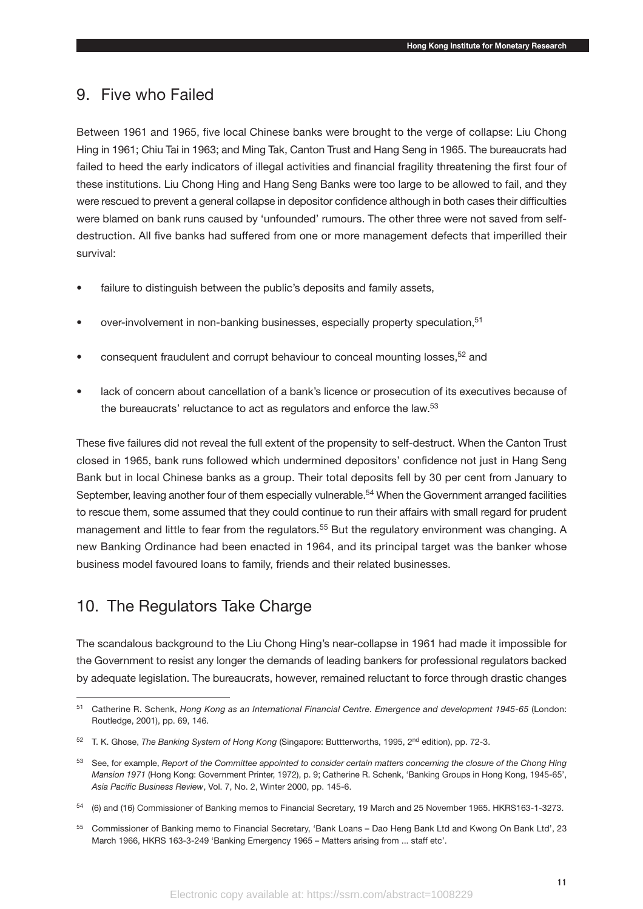## 9. Five who Failed

Between 1961 and 1965, five local Chinese banks were brought to the verge of collapse: Liu Chong Hing in 1961; Chiu Tai in 1963; and Ming Tak, Canton Trust and Hang Seng in 1965. The bureaucrats had failed to heed the early indicators of illegal activities and financial fragility threatening the first four of these institutions. Liu Chong Hing and Hang Seng Banks were too large to be allowed to fail, and they were rescued to prevent a general collapse in depositor confidence although in both cases their difficulties were blamed on bank runs caused by 'unfounded' rumours. The other three were not saved from self-destruction. All five banks had suffered from one or more management defects that imperilled their survival:

- failure to distinguish between the public's deposits and family assets,
- over-involvement in non-banking businesses, especially property speculation,[51]
- consequent fraudulent and corrupt behaviour to conceal mounting losses,[52] and
- lack of concern about cancellation of a bank's licence or prosecution of its executives because of the bureaucrats' reluctance to act as regulators and enforce the law.[53]

These five failures did not reveal the full extent of the propensity to self-destruct. When the Canton Trust closed in 1965, bank runs followed which undermined depositors' confidence not just in Hang Seng Bank but in local Chinese banks as a group. Their total deposits fell by 30 per cent from January to September, leaving another four of them especially vulnerable.[54] When the Government arranged facilities to rescue them, some assumed that they could continue to run their affairs with small regard for prudent management and little to fear from the regulators.[55] But the regulatory environment was changing. A new Banking Ordinance had been enacted in 1964, and its principal target was the banker whose business model favoured loans to family, friends and their related businesses.

## 10. The Regulators Take Charge

The scandalous background to the Liu Chong Hing's near-collapse in 1961 had made it impossible for the Government to resist any longer the demands of leading bankers for professional regulators backed by adequate legislation. The bureaucrats, however, remained reluctant to force through drastic changes

---

[51] Catherine R. Schenk, *Hong Kong as an International Financial Centre. Emergence and development 1945-65* (London: Routledge, 2001), pp. 69, 146.

[52] T. K. Ghose, *The Banking System of Hong Kong* (Singapore: Buttterworths, 1995, 2nd edition), pp. 72-3.

[53] See, for example, *Report of the Committee appointed to consider certain matters concerning the closure of the Chong Hing Mansion 1971* (Hong Kong: Government Printer, 1972), p. 9; Catherine R. Schenk, 'Banking Groups in Hong Kong, 1945-65', *Asia Pacific Business Review*, Vol. 7, No. 2, Winter 2000, pp. 145-6.

[54] (6) and (16) Commissioner of Banking memos to Financial Secretary, 19 March and 25 November 1965. HKRS163-1-3273.

[55] Commissioner of Banking memo to Financial Secretary, 'Bank Loans – Dao Heng Bank Ltd and Kwong On Bank Ltd', 23 March 1966, HKRS 163-3-249 'Banking Emergency 1965 – Matters arising from ... staff etc'.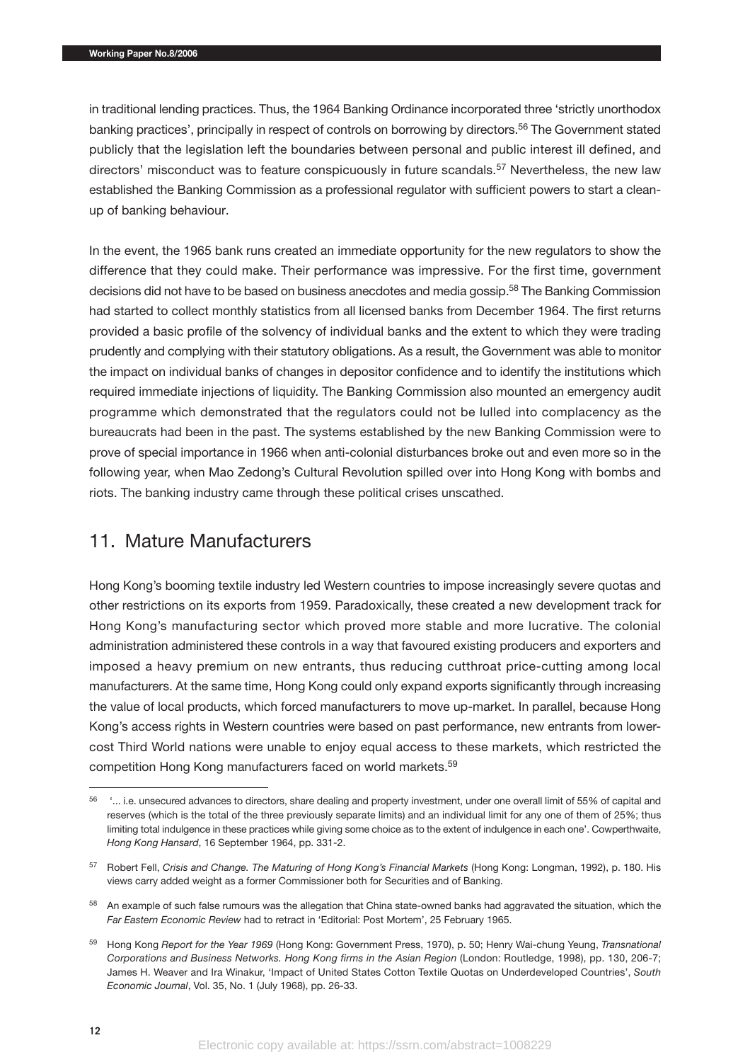in traditional lending practices. Thus, the 1964 Banking Ordinance incorporated three 'strictly unorthodox banking practices', principally in respect of controls on borrowing by directors.[56] The Government stated publicly that the legislation left the boundaries between personal and public interest ill defined, and directors' misconduct was to feature conspicuously in future scandals.[57] Nevertheless, the new law established the Banking Commission as a professional regulator with sufficient powers to start a clean-up of banking behaviour.

In the event, the 1965 bank runs created an immediate opportunity for the new regulators to show the difference that they could make. Their performance was impressive. For the first time, government decisions did not have to be based on business anecdotes and media gossip.[58] The Banking Commission had started to collect monthly statistics from all licensed banks from December 1964. The first returns provided a basic profile of the solvency of individual banks and the extent to which they were trading prudently and complying with their statutory obligations. As a result, the Government was able to monitor the impact on individual banks of changes in depositor confidence and to identify the institutions which required immediate injections of liquidity. The Banking Commission also mounted an emergency audit programme which demonstrated that the regulators could not be lulled into complacency as the bureaucrats had been in the past. The systems established by the new Banking Commission were to prove of special importance in 1966 when anti-colonial disturbances broke out and even more so in the following year, when Mao Zedong's Cultural Revolution spilled over into Hong Kong with bombs and riots. The banking industry came through these political crises unscathed.

## 11. Mature Manufacturers

Hong Kong's booming textile industry led Western countries to impose increasingly severe quotas and other restrictions on its exports from 1959. Paradoxically, these created a new development track for Hong Kong's manufacturing sector which proved more stable and more lucrative. The colonial administration administered these controls in a way that favoured existing producers and exporters and imposed a heavy premium on new entrants, thus reducing cutthroat price-cutting among local manufacturers. At the same time, Hong Kong could only expand exports significantly through increasing the value of local products, which forced manufacturers to move up-market. In parallel, because Hong Kong's access rights in Western countries were based on past performance, new entrants from lower-cost Third World nations were unable to enjoy equal access to these markets, which restricted the competition Hong Kong manufacturers faced on world markets.[59]

---

[56] '... i.e. unsecured advances to directors, share dealing and property investment, under one overall limit of 55% of capital and reserves (which is the total of the three previously separate limits) and an individual limit for any one of them of 25%; thus limiting total indulgence in these practices while giving some choice as to the extent of indulgence in each one'. Cowperthwaite, *Hong Kong Hansard*, 16 September 1964, pp. 331-2.

[57] Robert Fell, *Crisis and Change. The Maturing of Hong Kong's Financial Markets* (Hong Kong: Longman, 1992), p. 180. His views carry added weight as a former Commissioner both for Securities and of Banking.

[58] An example of such false rumours was the allegation that China state-owned banks had aggravated the situation, which the *Far Eastern Economic Review* had to retract in 'Editorial: Post Mortem', 25 February 1965.

[59] Hong Kong *Report for the Year 1969* (Hong Kong: Government Press, 1970), p. 50; Henry Wai-chung Yeung, *Transnational Corporations and Business Networks. Hong Kong firms in the Asian Region* (London: Routledge, 1998), pp. 130, 206-7; James H. Weaver and Ira Winakur, 'Impact of United States Cotton Textile Quotas on Underdeveloped Countries', *South Economic Journal*, Vol. 35, No. 1 (July 1968), pp. 26-33.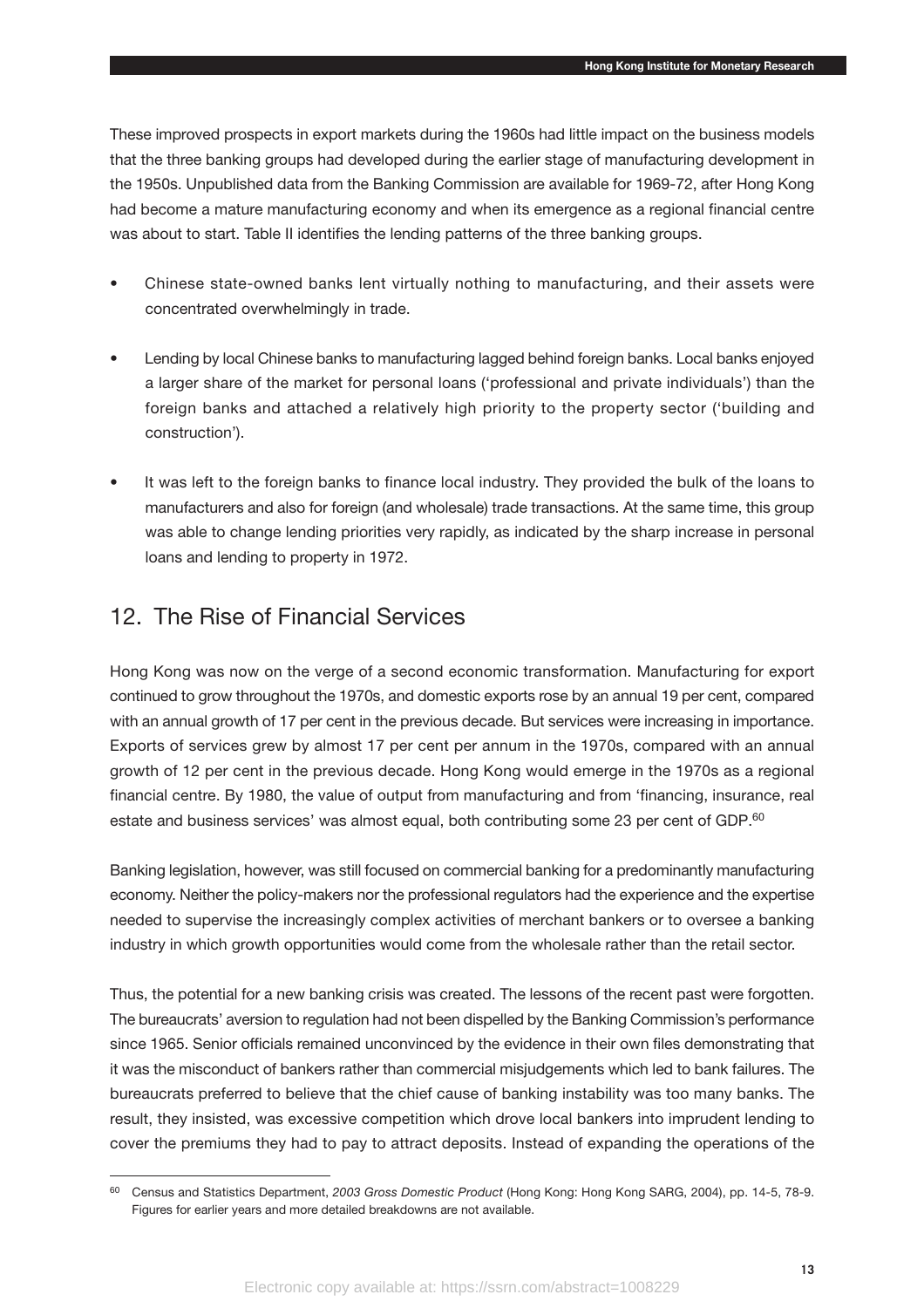These improved prospects in export markets during the 1960s had little impact on the business models that the three banking groups had developed during the earlier stage of manufacturing development in the 1950s. Unpublished data from the Banking Commission are available for 1969-72, after Hong Kong had become a mature manufacturing economy and when its emergence as a regional financial centre was about to start. Table II identifies the lending patterns of the three banking groups.

- Chinese state-owned banks lent virtually nothing to manufacturing, and their assets were concentrated overwhelmingly in trade.
- Lending by local Chinese banks to manufacturing lagged behind foreign banks. Local banks enjoyed a larger share of the market for personal loans ('professional and private individuals') than the foreign banks and attached a relatively high priority to the property sector ('building and construction').
- It was left to the foreign banks to finance local industry. They provided the bulk of the loans to manufacturers and also for foreign (and wholesale) trade transactions. At the same time, this group was able to change lending priorities very rapidly, as indicated by the sharp increase in personal loans and lending to property in 1972.

## 12. The Rise of Financial Services

Hong Kong was now on the verge of a second economic transformation. Manufacturing for export continued to grow throughout the 1970s, and domestic exports rose by an annual 19 per cent, compared with an annual growth of 17 per cent in the previous decade. But services were increasing in importance. Exports of services grew by almost 17 per cent per annum in the 1970s, compared with an annual growth of 12 per cent in the previous decade. Hong Kong would emerge in the 1970s as a regional financial centre. By 1980, the value of output from manufacturing and from 'financing, insurance, real estate and business services' was almost equal, both contributing some 23 per cent of GDP.[60]

Banking legislation, however, was still focused on commercial banking for a predominantly manufacturing economy. Neither the policy-makers nor the professional regulators had the experience and the expertise needed to supervise the increasingly complex activities of merchant bankers or to oversee a banking industry in which growth opportunities would come from the wholesale rather than the retail sector.

Thus, the potential for a new banking crisis was created. The lessons of the recent past were forgotten. The bureaucrats' aversion to regulation had not been dispelled by the Banking Commission's performance since 1965. Senior officials remained unconvinced by the evidence in their own files demonstrating that it was the misconduct of bankers rather than commercial misjudgements which led to bank failures. The bureaucrats preferred to believe that the chief cause of banking instability was too many banks. The result, they insisted, was excessive competition which drove local bankers into imprudent lending to cover the premiums they had to pay to attract deposits. Instead of expanding the operations of the

[60] Census and Statistics Department, *2003 Gross Domestic Product* (Hong Kong: Hong Kong SARG, 2004), pp. 14-5, 78-9. Figures for earlier years and more detailed breakdowns are not available.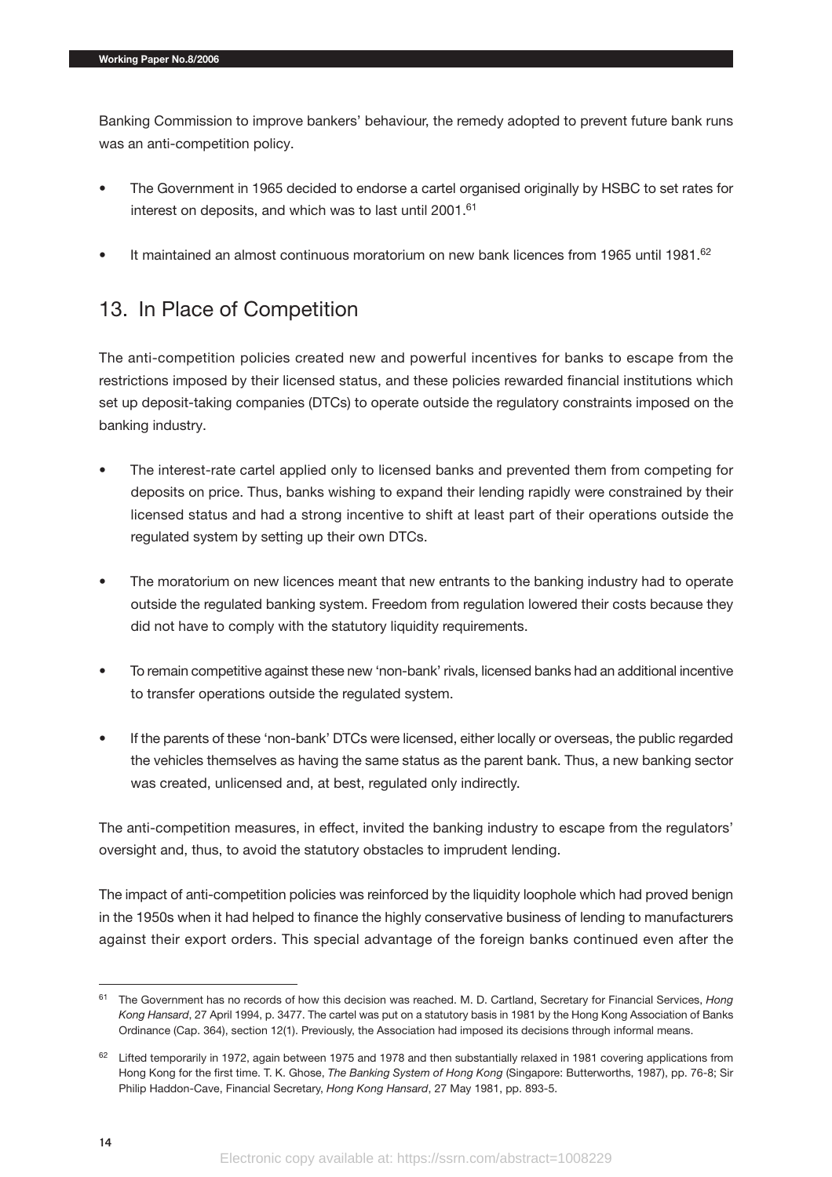Banking Commission to improve bankers' behaviour, the remedy adopted to prevent future bank runs was an anti-competition policy.

- The Government in 1965 decided to endorse a cartel organised originally by HSBC to set rates for interest on deposits, and which was to last until 2001.[61]
- It maintained an almost continuous moratorium on new bank licences from 1965 until 1981.[62]

## 13. In Place of Competition

The anti-competition policies created new and powerful incentives for banks to escape from the restrictions imposed by their licensed status, and these policies rewarded financial institutions which set up deposit-taking companies (DTCs) to operate outside the regulatory constraints imposed on the banking industry.

- The interest-rate cartel applied only to licensed banks and prevented them from competing for deposits on price. Thus, banks wishing to expand their lending rapidly were constrained by their licensed status and had a strong incentive to shift at least part of their operations outside the regulated system by setting up their own DTCs.
- The moratorium on new licences meant that new entrants to the banking industry had to operate outside the regulated banking system. Freedom from regulation lowered their costs because they did not have to comply with the statutory liquidity requirements.
- To remain competitive against these new 'non-bank' rivals, licensed banks had an additional incentive to transfer operations outside the regulated system.
- If the parents of these 'non-bank' DTCs were licensed, either locally or overseas, the public regarded the vehicles themselves as having the same status as the parent bank. Thus, a new banking sector was created, unlicensed and, at best, regulated only indirectly.

The anti-competition measures, in effect, invited the banking industry to escape from the regulators' oversight and, thus, to avoid the statutory obstacles to imprudent lending.

The impact of anti-competition policies was reinforced by the liquidity loophole which had proved benign in the 1950s when it had helped to finance the highly conservative business of lending to manufacturers against their export orders. This special advantage of the foreign banks continued even after the

---

[61] The Government has no records of how this decision was reached. M. D. Cartland, Secretary for Financial Services, *Hong Kong Hansard*, 27 April 1994, p. 3477. The cartel was put on a statutory basis in 1981 by the Hong Kong Association of Banks Ordinance (Cap. 364), section 12(1). Previously, the Association had imposed its decisions through informal means.

[62] Lifted temporarily in 1972, again between 1975 and 1978 and then substantially relaxed in 1981 covering applications from Hong Kong for the first time. T. K. Ghose, *The Banking System of Hong Kong* (Singapore: Butterworths, 1987), pp. 76-8; Sir Philip Haddon-Cave, Financial Secretary, *Hong Kong Hansard*, 27 May 1981, pp. 893-5.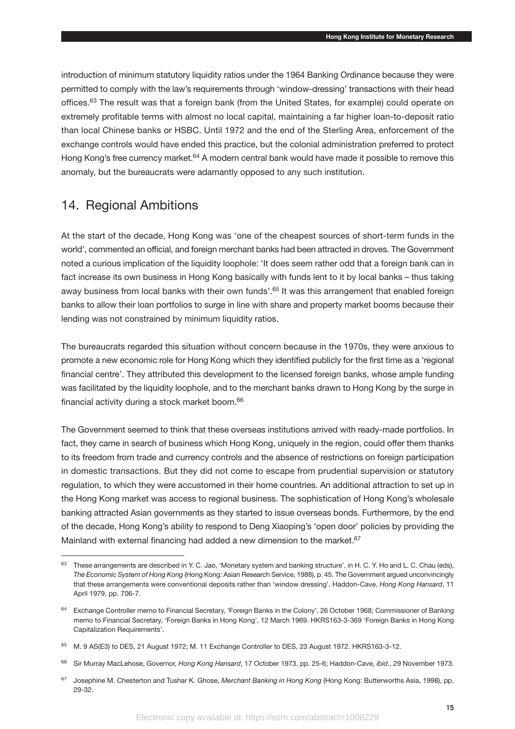introduction of minimum statutory liquidity ratios under the 1964 Banking Ordinance because they were permitted to comply with the law's requirements through 'window-dressing' transactions with their head offices.[63] The result was that a foreign bank (from the United States, for example) could operate on extremely profitable terms with almost no local capital, maintaining a far higher loan-to-deposit ratio than local Chinese banks or HSBC. Until 1972 and the end of the Sterling Area, enforcement of the exchange controls would have ended this practice, but the colonial administration preferred to protect Hong Kong's free currency market.[64] A modern central bank would have made it possible to remove this anomaly, but the bureaucrats were adamantly opposed to any such institution.

## 14. Regional Ambitions

At the start of the decade, Hong Kong was 'one of the cheapest sources of short-term funds in the world', commented an official, and foreign merchant banks had been attracted in droves. The Government noted a curious implication of the liquidity loophole: 'It does seem rather odd that a foreign bank can in fact increase its own business in Hong Kong basically with funds lent to it by local banks – thus taking away business from local banks with their own funds'.[65] It was this arrangement that enabled foreign banks to allow their loan portfolios to surge in line with share and property market booms because their lending was not constrained by minimum liquidity ratios.

The bureaucrats regarded this situation without concern because in the 1970s, they were anxious to promote a new economic role for Hong Kong which they identified publicly for the first time as a 'regional financial centre'. They attributed this development to the licensed foreign banks, whose ample funding was facilitated by the liquidity loophole, and to the merchant banks drawn to Hong Kong by the surge in financial activity during a stock market boom.[66]

The Government seemed to think that these overseas institutions arrived with ready-made portfolios. In fact, they came in search of business which Hong Kong, uniquely in the region, could offer them thanks to its freedom from trade and currency controls and the absence of restrictions on foreign participation in domestic transactions. But they did not come to escape from prudential supervision or statutory regulation, to which they were accustomed in their home countries. An additional attraction to set up in the Hong Kong market was access to regional business. The sophistication of Hong Kong's wholesale banking attracted Asian governments as they started to issue overseas bonds. Furthermore, by the end of the decade, Hong Kong's ability to respond to Deng Xiaoping's 'open door' policies by providing the Mainland with external financing had added a new dimension to the market.[67]

---

[63] These arrangements are described in Y. C. Jao, 'Monetary system and banking structure', in H. C. Y. Ho and L. C. Chau (eds), *The Economic System of Hong Kong* (Hong Kong: Asian Research Service, 1988), p. 45. The Government argued unconvincingly that these arrangements were conventional deposits rather than 'window dressing'. Haddon-Cave, *Hong Kong Hansard*, 11 April 1979, pp. 706-7.

[64] Exchange Controller memo to Financial Secretary, 'Foreign Banks in the Colony', 26 October 1968; Commissioner of Banking memo to Financial Secretary, 'Foreign Banks in Hong Kong', 12 March 1969. HKRS163-3-369 'Foreign Banks in Hong Kong Capitalization Requirements'.

[65] M. 9 AS(E3) to DES, 21 August 1972; M. 11 Exchange Controller to DES, 23 August 1972. HKRS163-3-12.

[66] Sir Murray MacLehose, Governor, *Hong Kong Hansard*, 17 October 1973, pp. 25-6; Haddon-Cave, *ibid*., 29 November 1973.

[67] Josephine M. Chesterton and Tushar K. Ghose, *Merchant Banking in Hong Kong* (Hong Kong: Butterworths Asia, 1998), pp. 29-32.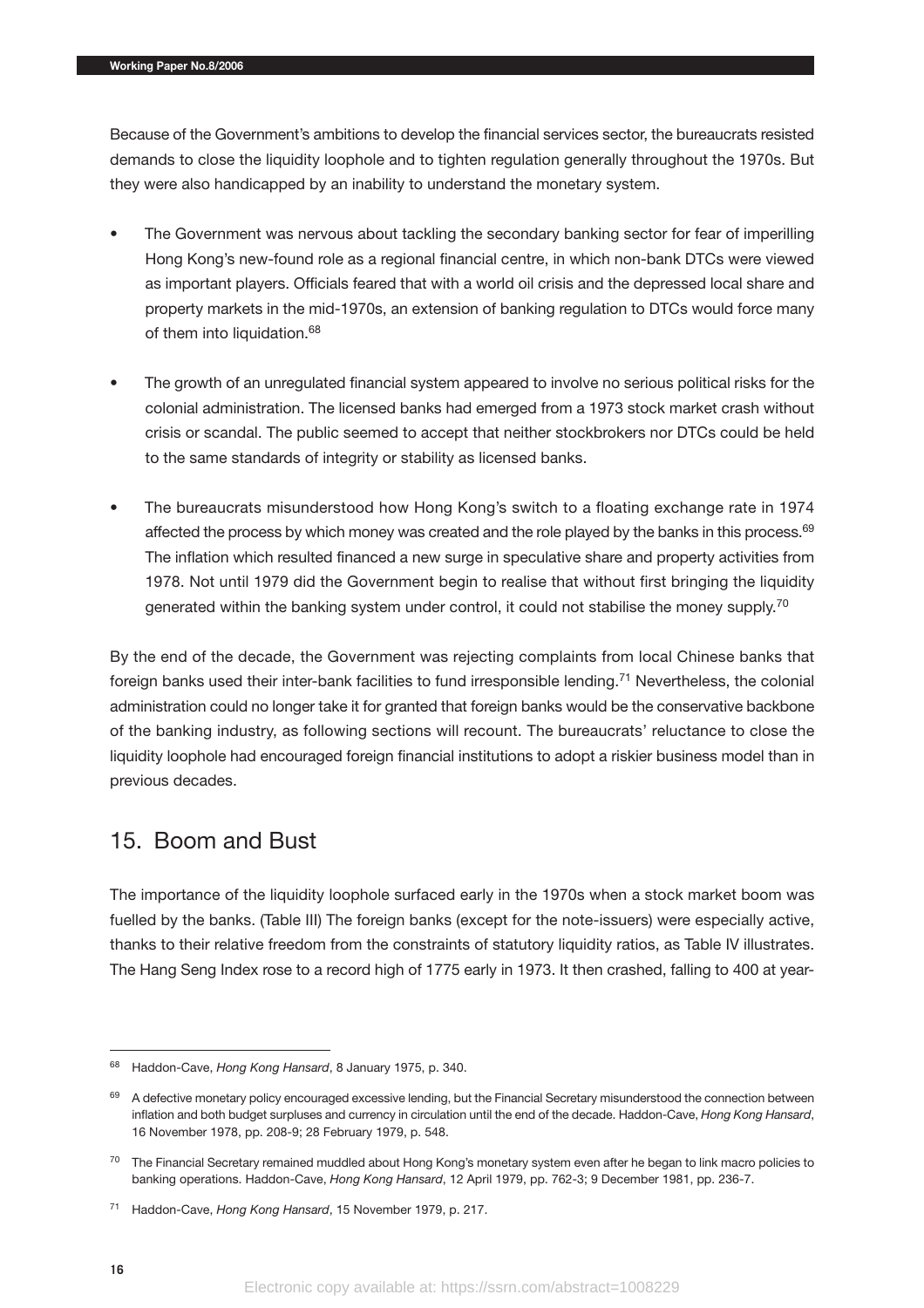Because of the Government's ambitions to develop the financial services sector, the bureaucrats resisted demands to close the liquidity loophole and to tighten regulation generally throughout the 1970s. But they were also handicapped by an inability to understand the monetary system.

- The Government was nervous about tackling the secondary banking sector for fear of imperilling Hong Kong's new-found role as a regional financial centre, in which non-bank DTCs were viewed as important players. Officials feared that with a world oil crisis and the depressed local share and property markets in the mid-1970s, an extension of banking regulation to DTCs would force many of them into liquidation.[68]

- The growth of an unregulated financial system appeared to involve no serious political risks for the colonial administration. The licensed banks had emerged from a 1973 stock market crash without crisis or scandal. The public seemed to accept that neither stockbrokers nor DTCs could be held to the same standards of integrity or stability as licensed banks.

- The bureaucrats misunderstood how Hong Kong's switch to a floating exchange rate in 1974 affected the process by which money was created and the role played by the banks in this process.[69] The inflation which resulted financed a new surge in speculative share and property activities from 1978. Not until 1979 did the Government begin to realise that without first bringing the liquidity generated within the banking system under control, it could not stabilise the money supply.[70]

By the end of the decade, the Government was rejecting complaints from local Chinese banks that foreign banks used their inter-bank facilities to fund irresponsible lending.[71] Nevertheless, the colonial administration could no longer take it for granted that foreign banks would be the conservative backbone of the banking industry, as following sections will recount. The bureaucrats' reluctance to close the liquidity loophole had encouraged foreign financial institutions to adopt a riskier business model than in previous decades.

## 15. Boom and Bust

The importance of the liquidity loophole surfaced early in the 1970s when a stock market boom was fuelled by the banks. (Table III) The foreign banks (except for the note-issuers) were especially active, thanks to their relative freedom from the constraints of statutory liquidity ratios, as Table IV illustrates. The Hang Seng Index rose to a record high of 1775 early in 1973. It then crashed, falling to 400 at year-

---

[68] Haddon-Cave, *Hong Kong Hansard*, 8 January 1975, p. 340.

[69] A defective monetary policy encouraged excessive lending, but the Financial Secretary misunderstood the connection between inflation and both budget surpluses and currency in circulation until the end of the decade. Haddon-Cave, *Hong Kong Hansard*, 16 November 1978, pp. 208-9; 28 February 1979, p. 548.

[70] The Financial Secretary remained muddled about Hong Kong's monetary system even after he began to link macro policies to banking operations. Haddon-Cave, *Hong Kong Hansard*, 12 April 1979, pp. 762-3; 9 December 1981, pp. 236-7.

[71] Haddon-Cave, *Hong Kong Hansard*, 15 November 1979, p. 217.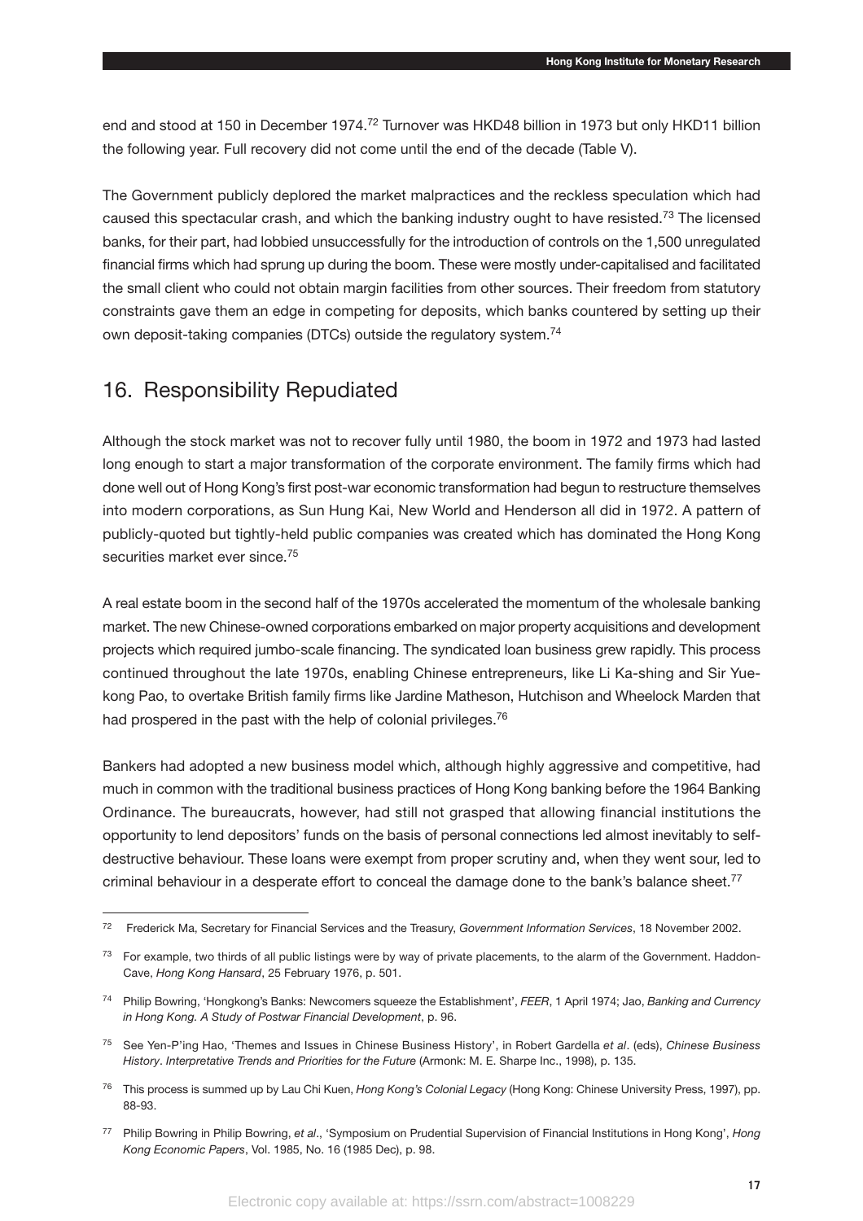end and stood at 150 in December 1974.[72] Turnover was HKD48 billion in 1973 but only HKD11 billion the following year. Full recovery did not come until the end of the decade (Table V).

The Government publicly deplored the market malpractices and the reckless speculation which had caused this spectacular crash, and which the banking industry ought to have resisted.[73] The licensed banks, for their part, had lobbied unsuccessfully for the introduction of controls on the 1,500 unregulated financial firms which had sprung up during the boom. These were mostly under-capitalised and facilitated the small client who could not obtain margin facilities from other sources. Their freedom from statutory constraints gave them an edge in competing for deposits, which banks countered by setting up their own deposit-taking companies (DTCs) outside the regulatory system.[74]

## 16. Responsibility Repudiated

Although the stock market was not to recover fully until 1980, the boom in 1972 and 1973 had lasted long enough to start a major transformation of the corporate environment. The family firms which had done well out of Hong Kong's first post-war economic transformation had begun to restructure themselves into modern corporations, as Sun Hung Kai, New World and Henderson all did in 1972. A pattern of publicly-quoted but tightly-held public companies was created which has dominated the Hong Kong securities market ever since.[75]

A real estate boom in the second half of the 1970s accelerated the momentum of the wholesale banking market. The new Chinese-owned corporations embarked on major property acquisitions and development projects which required jumbo-scale financing. The syndicated loan business grew rapidly. This process continued throughout the late 1970s, enabling Chinese entrepreneurs, like Li Ka-shing and Sir Yue-kong Pao, to overtake British family firms like Jardine Matheson, Hutchison and Wheelock Marden that had prospered in the past with the help of colonial privileges.[76]

Bankers had adopted a new business model which, although highly aggressive and competitive, had much in common with the traditional business practices of Hong Kong banking before the 1964 Banking Ordinance. The bureaucrats, however, had still not grasped that allowing financial institutions the opportunity to lend depositors' funds on the basis of personal connections led almost inevitably to self-destructive behaviour. These loans were exempt from proper scrutiny and, when they went sour, led to criminal behaviour in a desperate effort to conceal the damage done to the bank's balance sheet.[77]

---

[72] Frederick Ma, Secretary for Financial Services and the Treasury, *Government Information Services*, 18 November 2002.

[73] For example, two thirds of all public listings were by way of private placements, to the alarm of the Government. Haddon-Cave, *Hong Kong Hansard*, 25 February 1976, p. 501.

[74] Philip Bowring, 'Hongkong's Banks: Newcomers squeeze the Establishment', *FEER*, 1 April 1974; Jao, *Banking and Currency in Hong Kong. A Study of Postwar Financial Development*, p. 96.

[75] See Yen-P'ing Hao, 'Themes and Issues in Chinese Business History', in Robert Gardella *et al*. (eds), *Chinese Business History. Interpretative Trends and Priorities for the Future* (Armonk: M. E. Sharpe Inc., 1998), p. 135.

[76] This process is summed up by Lau Chi Kuen, *Hong Kong's Colonial Legacy* (Hong Kong: Chinese University Press, 1997), pp. 88-93.

[77] Philip Bowring in Philip Bowring, *et al*., 'Symposium on Prudential Supervision of Financial Institutions in Hong Kong', *Hong Kong Economic Papers*, Vol. 1985, No. 16 (1985 Dec), p. 98.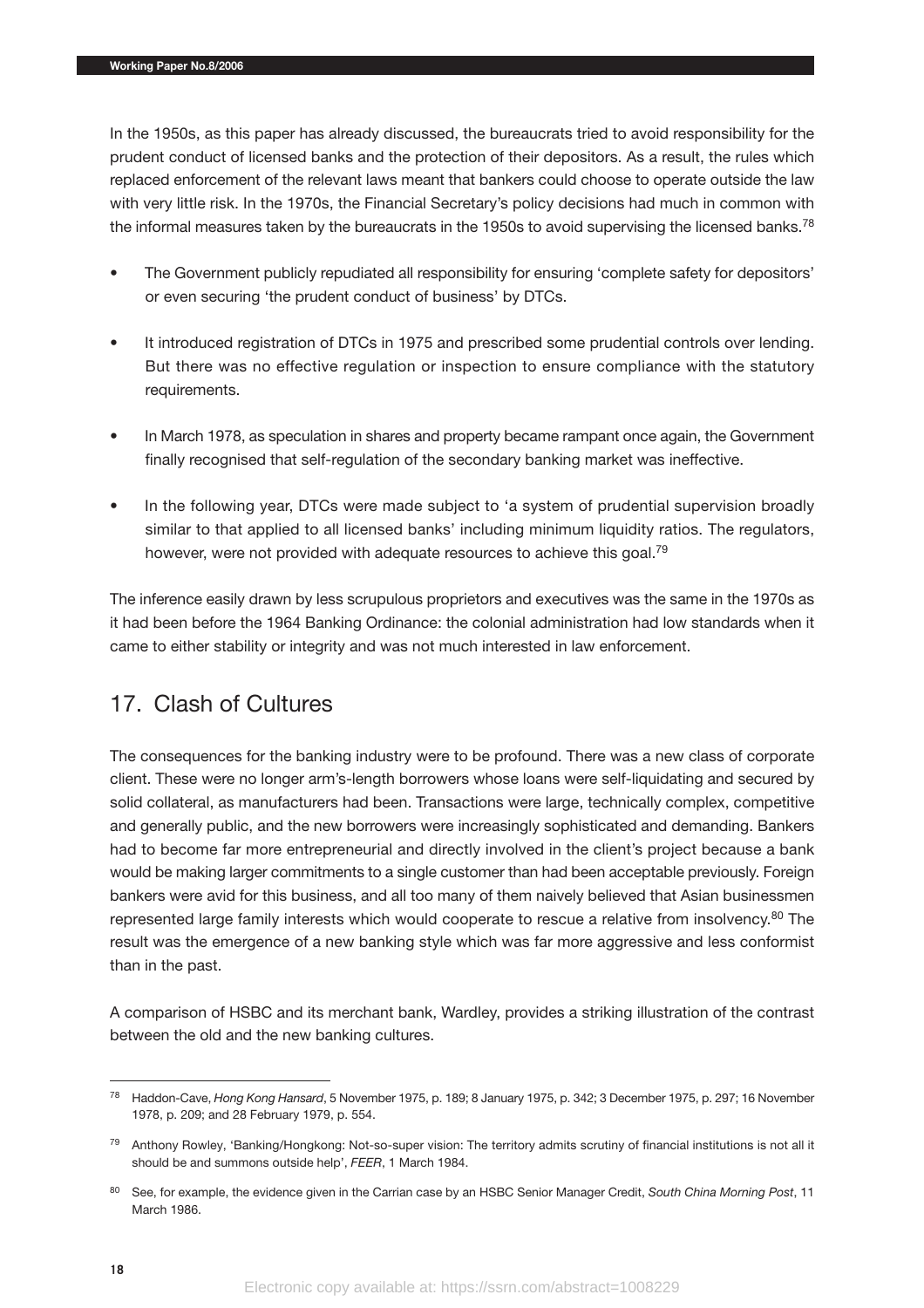In the 1950s, as this paper has already discussed, the bureaucrats tried to avoid responsibility for the prudent conduct of licensed banks and the protection of their depositors. As a result, the rules which replaced enforcement of the relevant laws meant that bankers could choose to operate outside the law with very little risk. In the 1970s, the Financial Secretary's policy decisions had much in common with the informal measures taken by the bureaucrats in the 1950s to avoid supervising the licensed banks.[78]

- The Government publicly repudiated all responsibility for ensuring 'complete safety for depositors' or even securing 'the prudent conduct of business' by DTCs.
- It introduced registration of DTCs in 1975 and prescribed some prudential controls over lending. But there was no effective regulation or inspection to ensure compliance with the statutory requirements.
- In March 1978, as speculation in shares and property became rampant once again, the Government finally recognised that self-regulation of the secondary banking market was ineffective.
- In the following year, DTCs were made subject to 'a system of prudential supervision broadly similar to that applied to all licensed banks' including minimum liquidity ratios. The regulators, however, were not provided with adequate resources to achieve this goal.[79]

The inference easily drawn by less scrupulous proprietors and executives was the same in the 1970s as it had been before the 1964 Banking Ordinance: the colonial administration had low standards when it came to either stability or integrity and was not much interested in law enforcement.

## 17. Clash of Cultures

The consequences for the banking industry were to be profound. There was a new class of corporate client. These were no longer arm's-length borrowers whose loans were self-liquidating and secured by solid collateral, as manufacturers had been. Transactions were large, technically complex, competitive and generally public, and the new borrowers were increasingly sophisticated and demanding. Bankers had to become far more entrepreneurial and directly involved in the client's project because a bank would be making larger commitments to a single customer than had been acceptable previously. Foreign bankers were avid for this business, and all too many of them naively believed that Asian businessmen represented large family interests which would cooperate to rescue a relative from insolvency.[80] The result was the emergence of a new banking style which was far more aggressive and less conformist than in the past.

A comparison of HSBC and its merchant bank, Wardley, provides a striking illustration of the contrast between the old and the new banking cultures.

---

[78] Haddon-Cave, *Hong Kong Hansard*, 5 November 1975, p. 189; 8 January 1975, p. 342; 3 December 1975, p. 297; 16 November 1978, p. 209; and 28 February 1979, p. 554.

[79] Anthony Rowley, 'Banking/Hongkong: Not-so-super vision: The territory admits scrutiny of financial institutions is not all it should be and summons outside help', *FEER*, 1 March 1984.

[80] See, for example, the evidence given in the Carrian case by an HSBC Senior Manager Credit, *South China Morning Post*, 11 March 1986.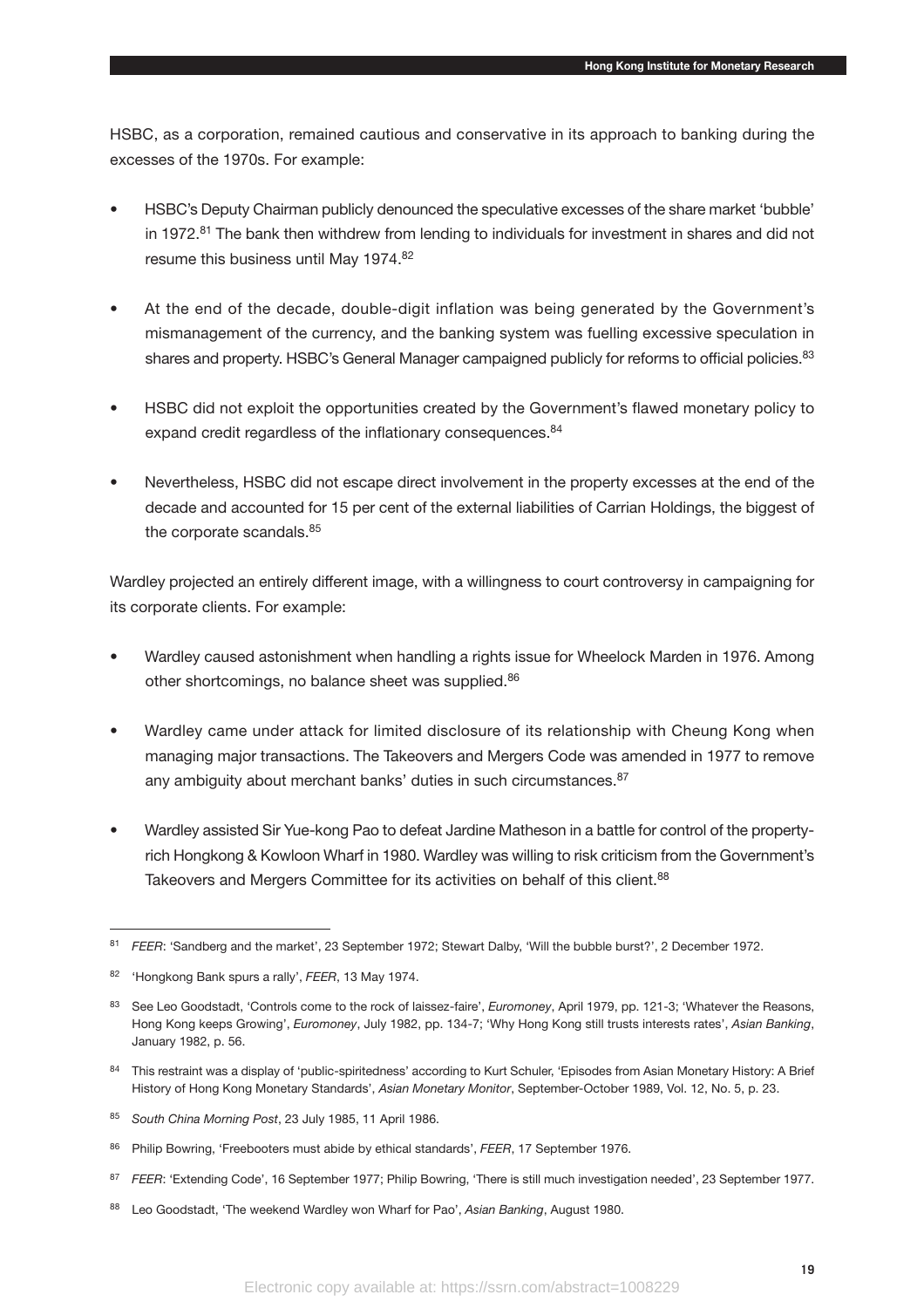HSBC, as a corporation, remained cautious and conservative in its approach to banking during the excesses of the 1970s. For example:

- HSBC's Deputy Chairman publicly denounced the speculative excesses of the share market 'bubble' in 1972.[81] The bank then withdrew from lending to individuals for investment in shares and did not resume this business until May 1974.[82]
- At the end of the decade, double-digit inflation was being generated by the Government's mismanagement of the currency, and the banking system was fuelling excessive speculation in shares and property. HSBC's General Manager campaigned publicly for reforms to official policies.[83]
- HSBC did not exploit the opportunities created by the Government's flawed monetary policy to expand credit regardless of the inflationary consequences.[84]
- Nevertheless, HSBC did not escape direct involvement in the property excesses at the end of the decade and accounted for 15 per cent of the external liabilities of Carrian Holdings, the biggest of the corporate scandals.[85]

Wardley projected an entirely different image, with a willingness to court controversy in campaigning for its corporate clients. For example:

- Wardley caused astonishment when handling a rights issue for Wheelock Marden in 1976. Among other shortcomings, no balance sheet was supplied.[86]
- Wardley came under attack for limited disclosure of its relationship with Cheung Kong when managing major transactions. The Takeovers and Mergers Code was amended in 1977 to remove any ambiguity about merchant banks' duties in such circumstances.[87]
- Wardley assisted Sir Yue-kong Pao to defeat Jardine Matheson in a battle for control of the property-rich Hongkong & Kowloon Wharf in 1980. Wardley was willing to risk criticism from the Government's Takeovers and Mergers Committee for its activities on behalf of this client.[88]

---

[81] *FEER*: 'Sandberg and the market', 23 September 1972; Stewart Dalby, 'Will the bubble burst?', 2 December 1972.

[82] 'Hongkong Bank spurs a rally', *FEER*, 13 May 1974.

[83] See Leo Goodstadt, 'Controls come to the rock of laissez-faire', *Euromoney*, April 1979, pp. 121-3; 'Whatever the Reasons, Hong Kong keeps Growing', *Euromoney*, July 1982, pp. 134-7; 'Why Hong Kong still trusts interests rates', *Asian Banking*, January 1982, p. 56.

[84] This restraint was a display of 'public-spiritedness' according to Kurt Schuler, 'Episodes from Asian Monetary History: A Brief History of Hong Kong Monetary Standards', *Asian Monetary Monitor*, September-October 1989, Vol. 12, No. 5, p. 23.

[85] *South China Morning Post*, 23 July 1985, 11 April 1986.

[86] Philip Bowring, 'Freebooters must abide by ethical standards', *FEER*, 17 September 1976.

[87] *FEER*: 'Extending Code', 16 September 1977; Philip Bowring, 'There is still much investigation needed', 23 September 1977.

[88] Leo Goodstadt, 'The weekend Wardley won Wharf for Pao', *Asian Banking*, August 1980.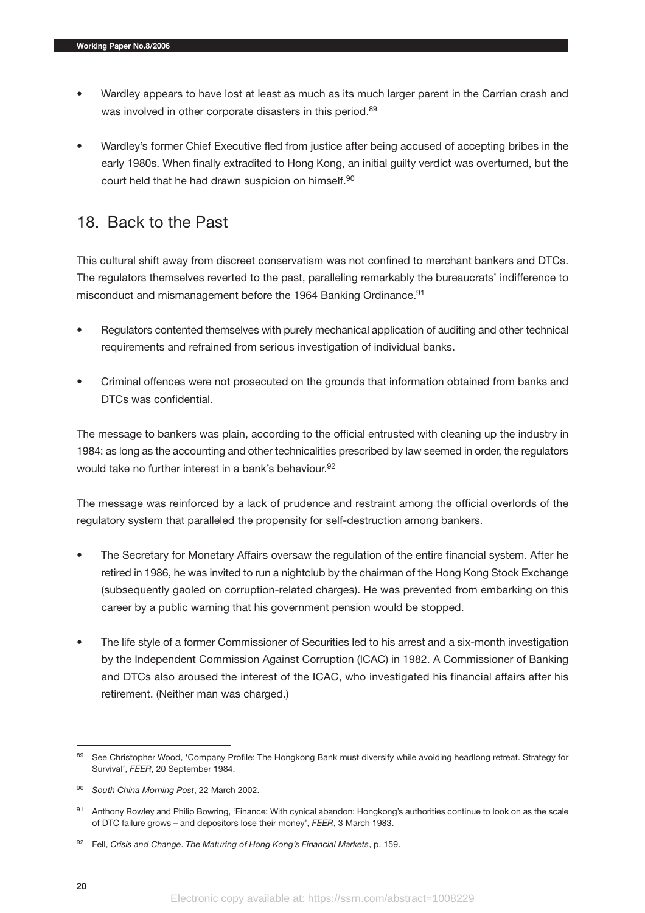- Wardley appears to have lost at least as much as its much larger parent in the Carrian crash and was involved in other corporate disasters in this period.[89]

- Wardley's former Chief Executive fled from justice after being accused of accepting bribes in the early 1980s. When finally extradited to Hong Kong, an initial guilty verdict was overturned, but the court held that he had drawn suspicion on himself.[90]

## 18. Back to the Past

This cultural shift away from discreet conservatism was not confined to merchant bankers and DTCs. The regulators themselves reverted to the past, paralleling remarkably the bureaucrats' indifference to misconduct and mismanagement before the 1964 Banking Ordinance.[91]

- Regulators contented themselves with purely mechanical application of auditing and other technical requirements and refrained from serious investigation of individual banks.

- Criminal offences were not prosecuted on the grounds that information obtained from banks and DTCs was confidential.

The message to bankers was plain, according to the official entrusted with cleaning up the industry in 1984: as long as the accounting and other technicalities prescribed by law seemed in order, the regulators would take no further interest in a bank's behaviour.[92]

The message was reinforced by a lack of prudence and restraint among the official overlords of the regulatory system that paralleled the propensity for self-destruction among bankers.

- The Secretary for Monetary Affairs oversaw the regulation of the entire financial system. After he retired in 1986, he was invited to run a nightclub by the chairman of the Hong Kong Stock Exchange (subsequently gaoled on corruption-related charges). He was prevented from embarking on this career by a public warning that his government pension would be stopped.

- The life style of a former Commissioner of Securities led to his arrest and a six-month investigation by the Independent Commission Against Corruption (ICAC) in 1982. A Commissioner of Banking and DTCs also aroused the interest of the ICAC, who investigated his financial affairs after his retirement. (Neither man was charged.)

---

[89] See Christopher Wood, 'Company Profile: The Hongkong Bank must diversify while avoiding headlong retreat. Strategy for Survival', *FEER*, 20 September 1984.

[90] *South China Morning Post*, 22 March 2002.

[91] Anthony Rowley and Philip Bowring, 'Finance: With cynical abandon: Hongkong's authorities continue to look on as the scale of DTC failure grows – and depositors lose their money', *FEER*, 3 March 1983.

[92] Fell, *Crisis and Change*. *The Maturing of Hong Kong's Financial Markets*, p. 159.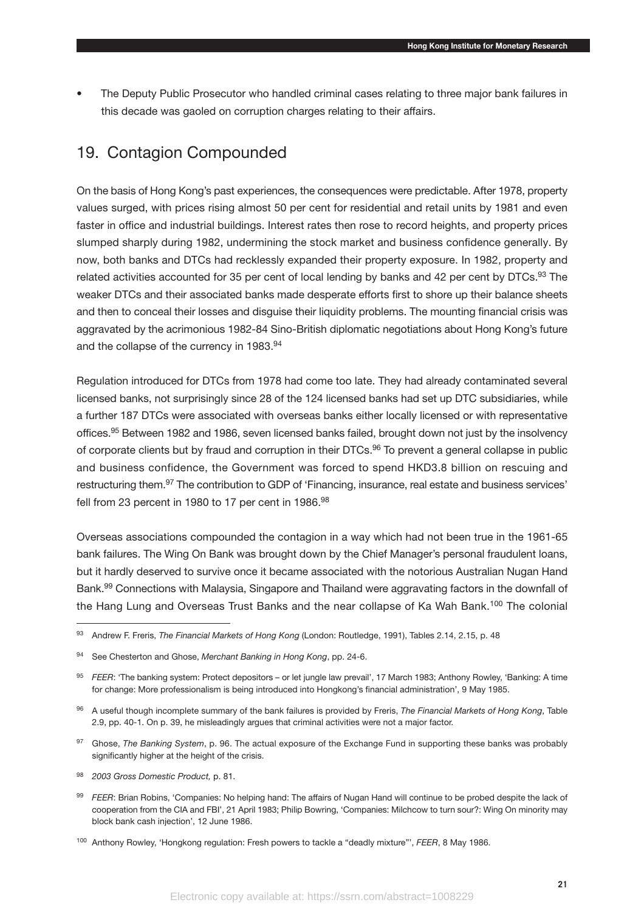- The Deputy Public Prosecutor who handled criminal cases relating to three major bank failures in this decade was gaoled on corruption charges relating to their affairs.

## 19. Contagion Compounded

On the basis of Hong Kong's past experiences, the consequences were predictable. After 1978, property values surged, with prices rising almost 50 per cent for residential and retail units by 1981 and even faster in office and industrial buildings. Interest rates then rose to record heights, and property prices slumped sharply during 1982, undermining the stock market and business confidence generally. By now, both banks and DTCs had recklessly expanded their property exposure. In 1982, property and related activities accounted for 35 per cent of local lending by banks and 42 per cent by DTCs.[93] The weaker DTCs and their associated banks made desperate efforts first to shore up their balance sheets and then to conceal their losses and disguise their liquidity problems. The mounting financial crisis was aggravated by the acrimonious 1982-84 Sino-British diplomatic negotiations about Hong Kong's future and the collapse of the currency in 1983.[94]

Regulation introduced for DTCs from 1978 had come too late. They had already contaminated several licensed banks, not surprisingly since 28 of the 124 licensed banks had set up DTC subsidiaries, while a further 187 DTCs were associated with overseas banks either locally licensed or with representative offices.[95] Between 1982 and 1986, seven licensed banks failed, brought down not just by the insolvency of corporate clients but by fraud and corruption in their DTCs.[96] To prevent a general collapse in public and business confidence, the Government was forced to spend HKD3.8 billion on rescuing and restructuring them.[97] The contribution to GDP of 'Financing, insurance, real estate and business services' fell from 23 percent in 1980 to 17 per cent in 1986.[98]

Overseas associations compounded the contagion in a way which had not been true in the 1961-65 bank failures. The Wing On Bank was brought down by the Chief Manager's personal fraudulent loans, but it hardly deserved to survive once it became associated with the notorious Australian Nugan Hand Bank.[99] Connections with Malaysia, Singapore and Thailand were aggravating factors in the downfall of the Hang Lung and Overseas Trust Banks and the near collapse of Ka Wah Bank.[100] The colonial

---

[93] Andrew F. Freris, *The Financial Markets of Hong Kong* (London: Routledge, 1991), Tables 2.14, 2.15, p. 48

[94] See Chesterton and Ghose, *Merchant Banking in Hong Kong*, pp. 24-6.

[95] *FEER*: 'The banking system: Protect depositors – or let jungle law prevail', 17 March 1983; Anthony Rowley, 'Banking: A time for change: More professionalism is being introduced into Hongkong's financial administration', 9 May 1985.

[96] A useful though incomplete summary of the bank failures is provided by Freris, *The Financial Markets of Hong Kong*, Table 2.9, pp. 40-1. On p. 39, he misleadingly argues that criminal activities were not a major factor.

[97] Ghose, *The Banking System*, p. 96. The actual exposure of the Exchange Fund in supporting these banks was probably significantly higher at the height of the crisis.

[98] *2003 Gross Domestic Product,* p. 81.

[99] *FEER*: Brian Robins, 'Companies: No helping hand: The affairs of Nugan Hand will continue to be probed despite the lack of cooperation from the CIA and FBI', 21 April 1983; Philip Bowring, 'Companies: Milchcow to turn sour?: Wing On minority may block bank cash injection', 12 June 1986.

[100] Anthony Rowley, 'Hongkong regulation: Fresh powers to tackle a "deadly mixture"', *FEER*, 8 May 1986.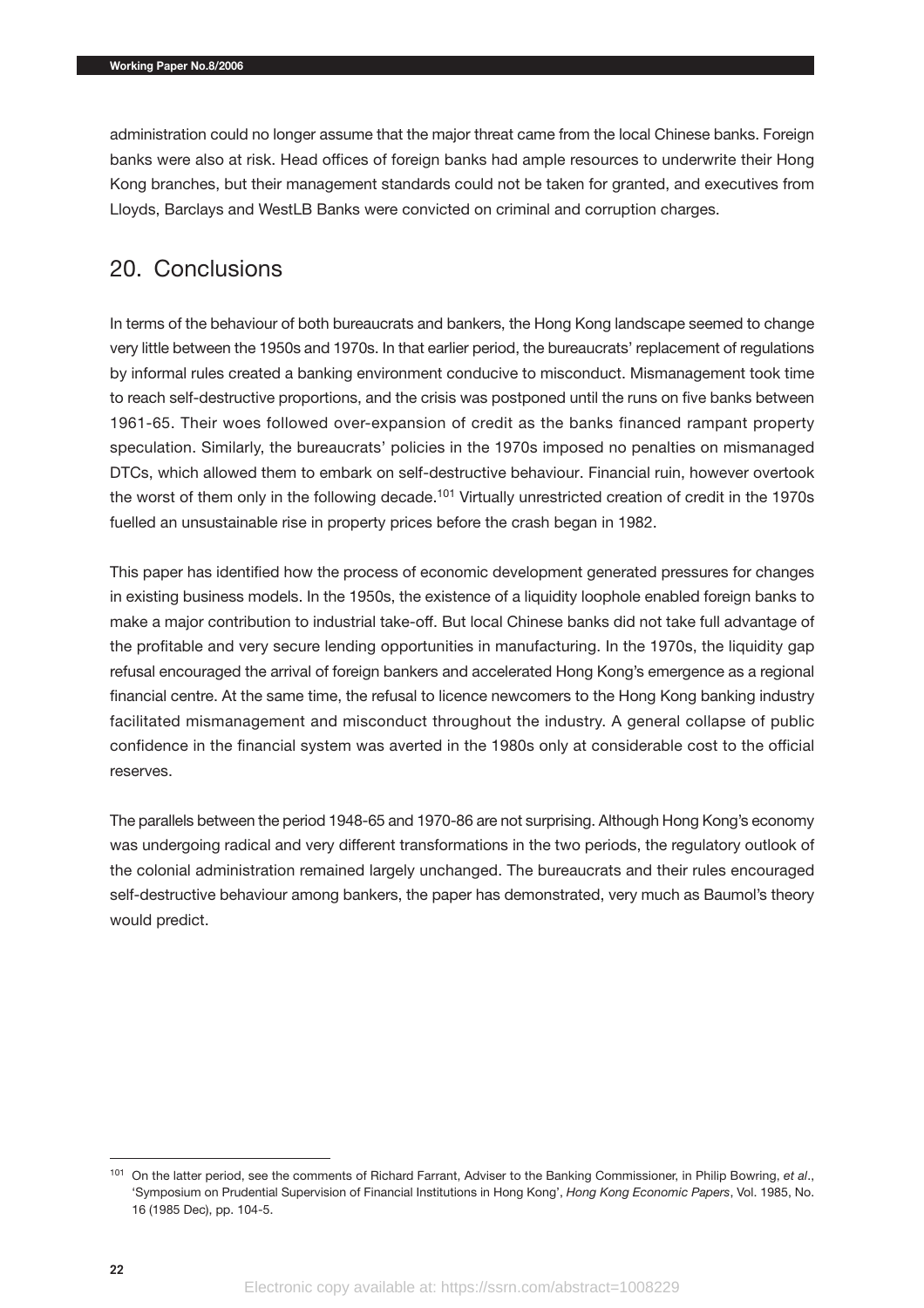administration could no longer assume that the major threat came from the local Chinese banks. Foreign banks were also at risk. Head offices of foreign banks had ample resources to underwrite their Hong Kong branches, but their management standards could not be taken for granted, and executives from Lloyds, Barclays and WestLB Banks were convicted on criminal and corruption charges.

## 20. Conclusions

In terms of the behaviour of both bureaucrats and bankers, the Hong Kong landscape seemed to change very little between the 1950s and 1970s. In that earlier period, the bureaucrats' replacement of regulations by informal rules created a banking environment conducive to misconduct. Mismanagement took time to reach self-destructive proportions, and the crisis was postponed until the runs on five banks between 1961-65. Their woes followed over-expansion of credit as the banks financed rampant property speculation. Similarly, the bureaucrats' policies in the 1970s imposed no penalties on mismanaged DTCs, which allowed them to embark on self-destructive behaviour. Financial ruin, however overtook the worst of them only in the following decade.[101] Virtually unrestricted creation of credit in the 1970s fuelled an unsustainable rise in property prices before the crash began in 1982.

This paper has identified how the process of economic development generated pressures for changes in existing business models. In the 1950s, the existence of a liquidity loophole enabled foreign banks to make a major contribution to industrial take-off. But local Chinese banks did not take full advantage of the profitable and very secure lending opportunities in manufacturing. In the 1970s, the liquidity gap refusal encouraged the arrival of foreign bankers and accelerated Hong Kong's emergence as a regional financial centre. At the same time, the refusal to licence newcomers to the Hong Kong banking industry facilitated mismanagement and misconduct throughout the industry. A general collapse of public confidence in the financial system was averted in the 1980s only at considerable cost to the official reserves.

The parallels between the period 1948-65 and 1970-86 are not surprising. Although Hong Kong's economy was undergoing radical and very different transformations in the two periods, the regulatory outlook of the colonial administration remained largely unchanged. The bureaucrats and their rules encouraged self-destructive behaviour among bankers, the paper has demonstrated, very much as Baumol's theory would predict.

---

[101] On the latter period, see the comments of Richard Farrant, Adviser to the Banking Commissioner, in Philip Bowring, *et al*., 'Symposium on Prudential Supervision of Financial Institutions in Hong Kong', *Hong Kong Economic Papers*, Vol. 1985, No. 16 (1985 Dec), pp. 104-5.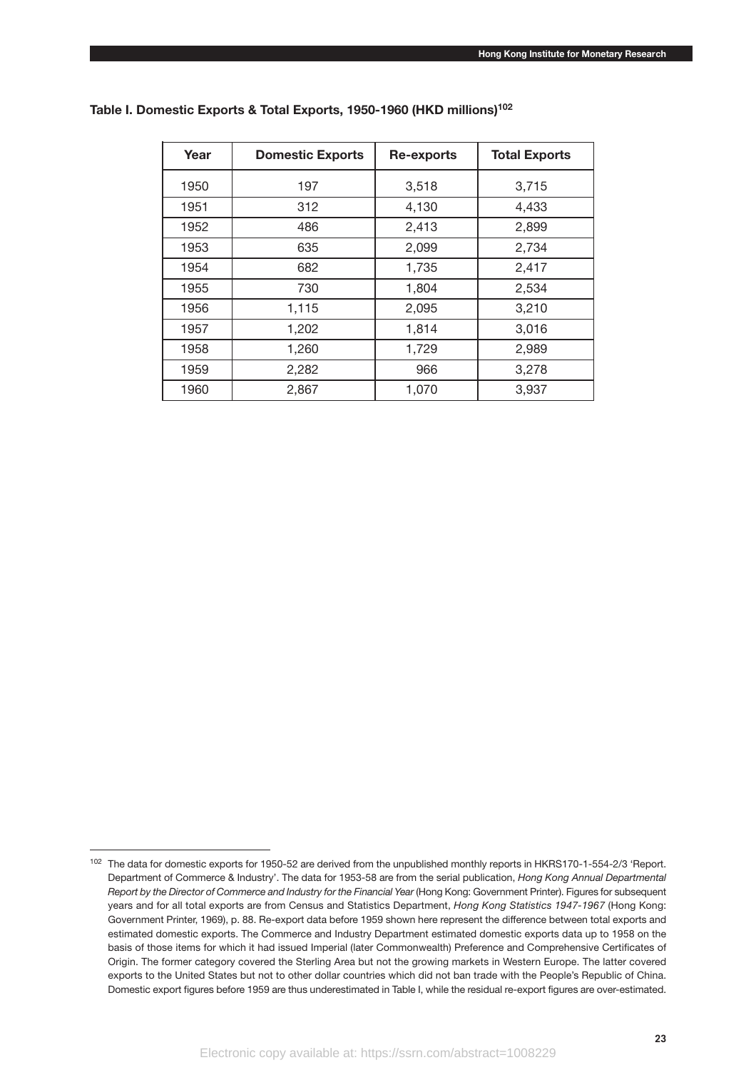**Table I. Domestic Exports & Total Exports, 1950-1960 (HKD millions)[102]**

| Year | Domestic Exports | Re-exports | Total Exports |
|---|---|---|---|
| 1950 | 197 | 3,518 | 3,715 |
| 1951 | 312 | 4,130 | 4,433 |
| 1952 | 486 | 2,413 | 2,899 |
| 1953 | 635 | 2,099 | 2,734 |
| 1954 | 682 | 1,735 | 2,417 |
| 1955 | 730 | 1,804 | 2,534 |
| 1956 | 1,115 | 2,095 | 3,210 |
| 1957 | 1,202 | 1,814 | 3,016 |
| 1958 | 1,260 | 1,729 | 2,989 |
| 1959 | 2,282 | 966 | 3,278 |
| 1960 | 2,867 | 1,070 | 3,937 |

[102] The data for domestic exports for 1950-52 are derived from the unpublished monthly reports in HKRS170-1-554-2/3 'Report. Department of Commerce & Industry'. The data for 1953-58 are from the serial publication, *Hong Kong Annual Departmental Report by the Director of Commerce and Industry for the Financial Year* (Hong Kong: Government Printer). Figures for subsequent years and for all total exports are from Census and Statistics Department, *Hong Kong Statistics 1947-1967* (Hong Kong: Government Printer, 1969), p. 88. Re-export data before 1959 shown here represent the difference between total exports and estimated domestic exports. The Commerce and Industry Department estimated domestic exports data up to 1958 on the basis of those items for which it had issued Imperial (later Commonwealth) Preference and Comprehensive Certificates of Origin. The former category covered the Sterling Area but not the growing markets in Western Europe. The latter covered exports to the United States but not to other dollar countries which did not ban trade with the People's Republic of China. Domestic export figures before 1959 are thus underestimated in Table I, while the residual re-export figures are over-estimated.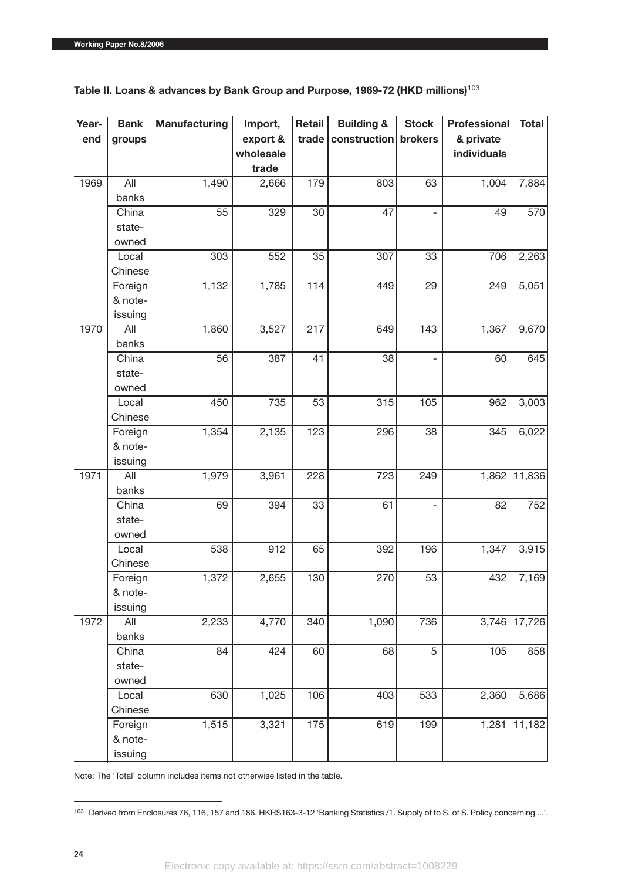**Table II. Loans & advances by Bank Group and Purpose, 1969-72 (HKD millions)**[103]

| Year-end | Bank groups | Manufacturing | Import, export & wholesale trade | Retail trade | Building & construction | Stock brokers | Professional & private individuals | Total |
|---|---|---|---|---|---|---|---|---|
| 1969 | All banks | 1,490 | 2,666 | 179 | 803 | 63 | 1,004 | 7,884 |
| | China state-owned | 55 | 329 | 30 | 47 | - | 49 | 570 |
| | Local Chinese | 303 | 552 | 35 | 307 | 33 | 706 | 2,263 |
| | Foreign & note-issuing | 1,132 | 1,785 | 114 | 449 | 29 | 249 | 5,051 |
| 1970 | All banks | 1,860 | 3,527 | 217 | 649 | 143 | 1,367 | 9,670 |
| | China state-owned | 56 | 387 | 41 | 38 | - | 60 | 645 |
| | Local Chinese | 450 | 735 | 53 | 315 | 105 | 962 | 3,003 |
| | Foreign & note-issuing | 1,354 | 2,135 | 123 | 296 | 38 | 345 | 6,022 |
| 1971 | All banks | 1,979 | 3,961 | 228 | 723 | 249 | 1,862 | 11,836 |
| | China state-owned | 69 | 394 | 33 | 61 | - | 82 | 752 |
| | Local Chinese | 538 | 912 | 65 | 392 | 196 | 1,347 | 3,915 |
| | Foreign & note-issuing | 1,372 | 2,655 | 130 | 270 | 53 | 432 | 7,169 |
| 1972 | All banks | 2,233 | 4,770 | 340 | 1,090 | 736 | 3,746 | 17,726 |
| | China state-owned | 84 | 424 | 60 | 68 | 5 | 105 | 858 |
| | Local Chinese | 630 | 1,025 | 106 | 403 | 533 | 2,360 | 5,686 |
| | Foreign & note-issuing | 1,515 | 3,321 | 175 | 619 | 199 | 1,281 | 11,182 |

Note: The 'Total' column includes items not otherwise listed in the table.

[103] Derived from Enclosures 76, 116, 157 and 186. HKRS163-3-12 'Banking Statistics /1. Supply of to S. of S. Policy concerning ...'.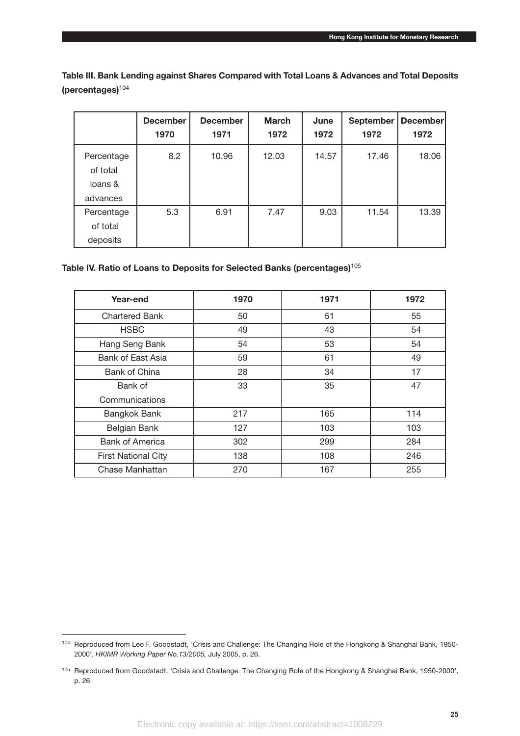**Table III. Bank Lending against Shares Compared with Total Loans & Advances and Total Deposits (percentages)**[104]

| | December 1970 | December 1971 | March 1972 | June 1972 | September 1972 | December 1972 |
|---|---|---|---|---|---|---|
| Percentage of total loans & advances | 8.2 | 10.96 | 12.03 | 14.57 | 17.46 | 18.06 |
| Percentage of total deposits | 5.3 | 6.91 | 7.47 | 9.03 | 11.54 | 13.39 |

**Table IV. Ratio of Loans to Deposits for Selected Banks (percentages)**[105]

| Year-end | 1970 | 1971 | 1972 |
|---|---|---|---|
| Chartered Bank | 50 | 51 | 55 |
| HSBC | 49 | 43 | 54 |
| Hang Seng Bank | 54 | 53 | 54 |
| Bank of East Asia | 59 | 61 | 49 |
| Bank of China | 28 | 34 | 17 |
| Bank of Communications | 33 | 35 | 47 |
| Bangkok Bank | 217 | 165 | 114 |
| Belgian Bank | 127 | 103 | 103 |
| Bank of America | 302 | 299 | 284 |
| First National City | 138 | 108 | 246 |
| Chase Manhattan | 270 | 167 | 255 |

[104] Reproduced from Leo F. Goodstadt, 'Crisis and Challenge: The Changing Role of the Hongkong & Shanghai Bank, 1950-2000', *HKIMR Working Paper No.13/2005,* July 2005, p. 26.

[105] Reproduced from Goodstadt, 'Crisis and Challenge: The Changing Role of the Hongkong & Shanghai Bank, 1950-2000', p. 26.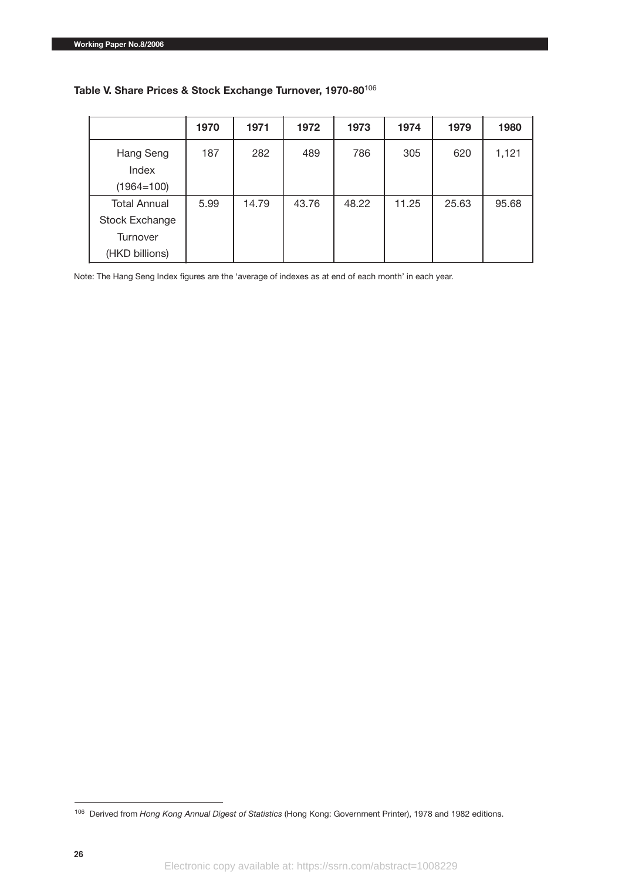**Table V. Share Prices & Stock Exchange Turnover, 1970-80**[106]

| | 1970 | 1971 | 1972 | 1973 | 1974 | 1979 | 1980 |
|---|---|---|---|---|---|---|---|
| Hang Seng Index (1964=100) | 187 | 282 | 489 | 786 | 305 | 620 | 1,121 |
| Total Annual Stock Exchange Turnover (HKD billions) | 5.99 | 14.79 | 43.76 | 48.22 | 11.25 | 25.63 | 95.68 |

Note: The Hang Seng Index figures are the 'average of indexes as at end of each month' in each year.

---

[106] Derived from *Hong Kong Annual Digest of Statistics* (Hong Kong: Government Printer), 1978 and 1982 editions.